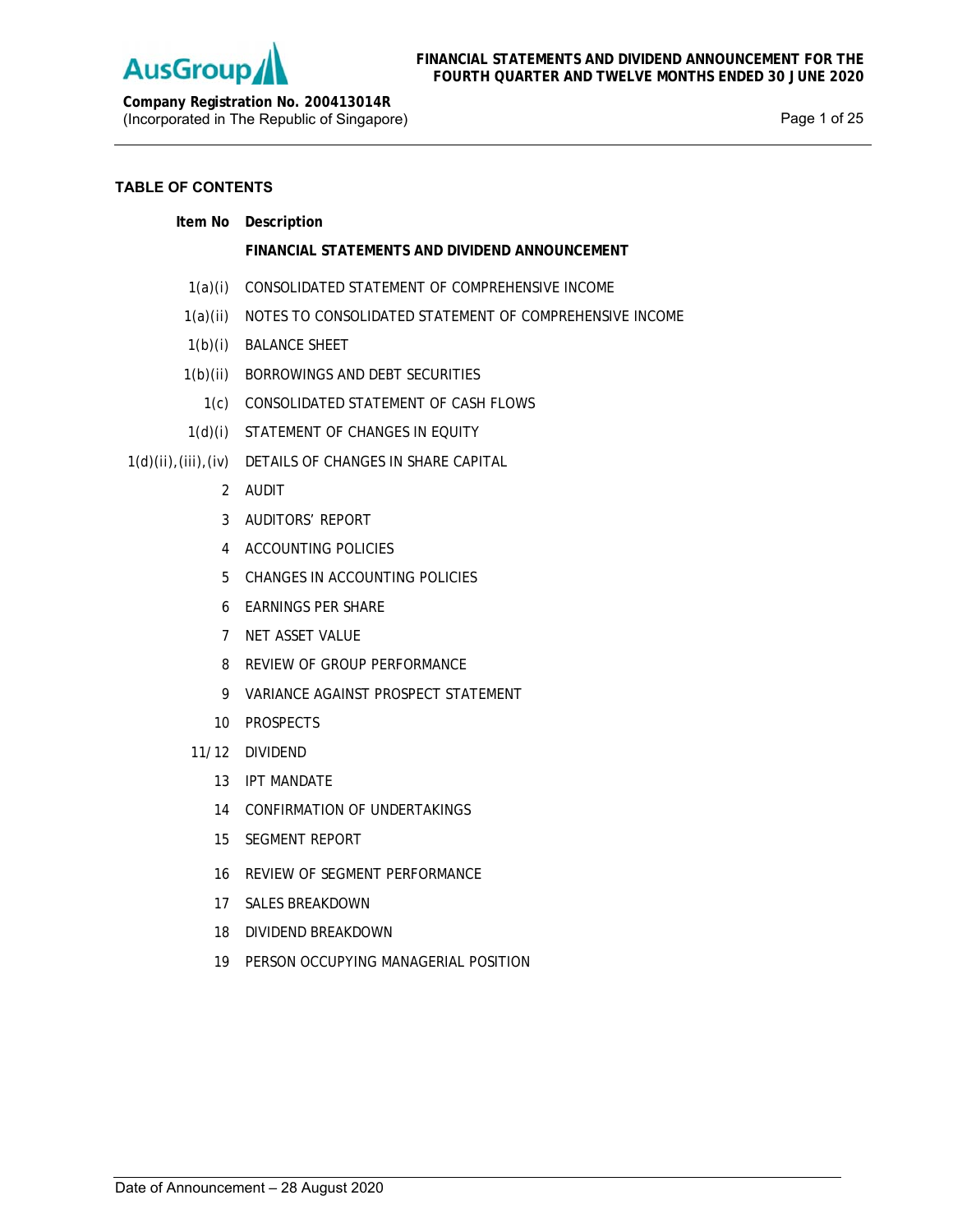**FINANCIAL STATEMENTS AND DIVIDEND ANNOUNCEMENT FOR THE FOURTH QUARTER AND TWELVE MONTHS ENDED 30 JUNE 2020**

**Company Registration No. 200413014R**
(Incorporated in The Republic of Singapore)

## TABLE OF CONTENTS

| Item No | Description |
|---|---|
| | **FINANCIAL STATEMENTS AND DIVIDEND ANNOUNCEMENT** |
| 1(a)(i) | CONSOLIDATED STATEMENT OF COMPREHENSIVE INCOME |
| 1(a)(ii) | NOTES TO CONSOLIDATED STATEMENT OF COMPREHENSIVE INCOME |
| 1(b)(i) | BALANCE SHEET |
| 1(b)(ii) | BORROWINGS AND DEBT SECURITIES |
| 1(c) | CONSOLIDATED STATEMENT OF CASH FLOWS |
| 1(d)(i) | STATEMENT OF CHANGES IN EQUITY |
| 1(d)(ii),(iii),(iv) | DETAILS OF CHANGES IN SHARE CAPITAL |
| 2 | AUDIT |
| 3 | AUDITORS' REPORT |
| 4 | ACCOUNTING POLICIES |
| 5 | CHANGES IN ACCOUNTING POLICIES |
| 6 | EARNINGS PER SHARE |
| 7 | NET ASSET VALUE |
| 8 | REVIEW OF GROUP PERFORMANCE |
| 9 | VARIANCE AGAINST PROSPECT STATEMENT |
| 10 | PROSPECTS |
| 11/12 | DIVIDEND |
| 13 | IPT MANDATE |
| 14 | CONFIRMATION OF UNDERTAKINGS |
| 15 | SEGMENT REPORT |
| 16 | REVIEW OF SEGMENT PERFORMANCE |
| 17 | SALES BREAKDOWN |
| 18 | DIVIDEND BREAKDOWN |
| 19 | PERSON OCCUPYING MANAGERIAL POSITION |

Date of Announcement – 28 August 2020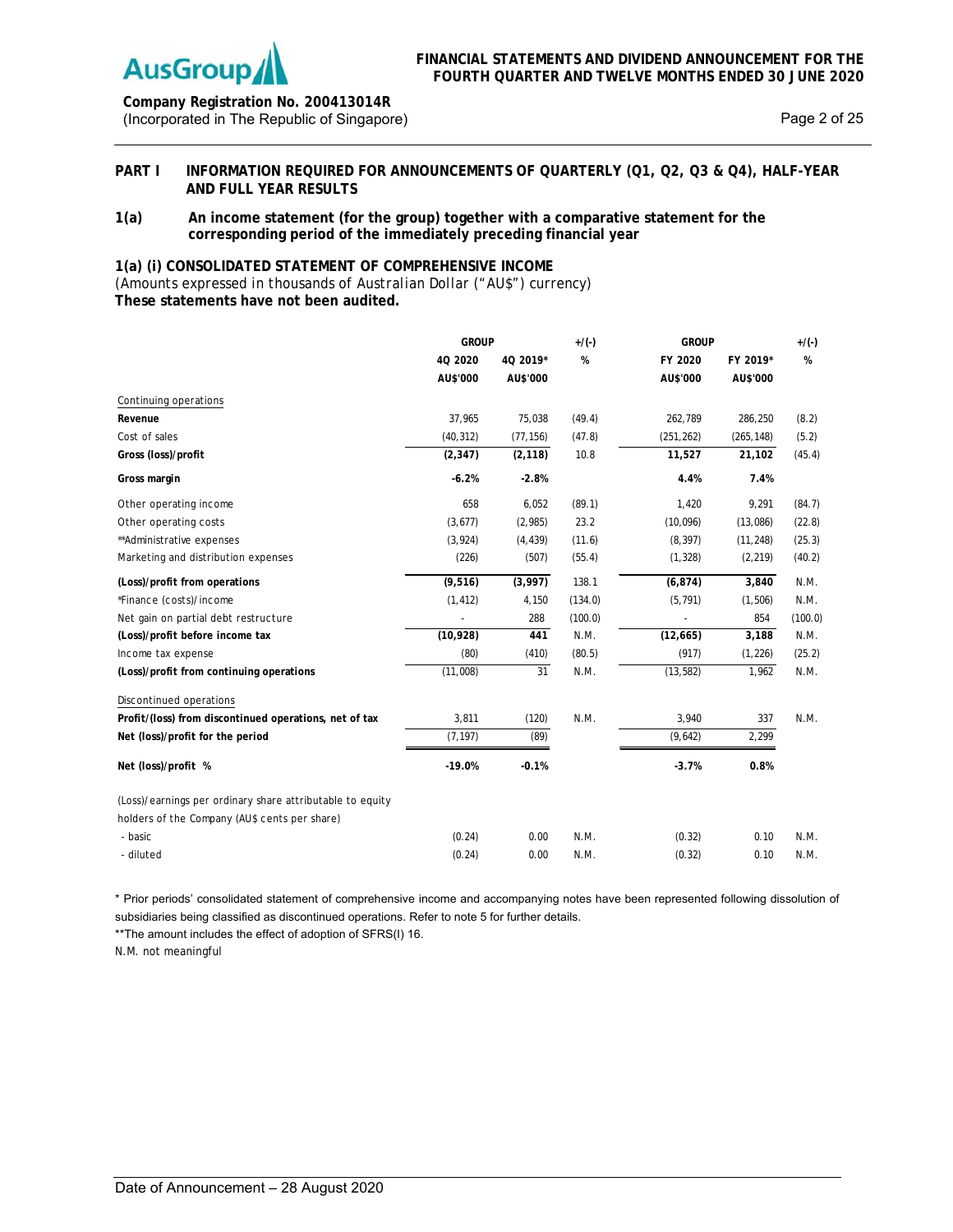## PART I INFORMATION REQUIRED FOR ANNOUNCEMENTS OF QUARTERLY (Q1, Q2, Q3 & Q4), HALF-YEAR AND FULL YEAR RESULTS

### 1(a) An income statement (for the group) together with a comparative statement for the corresponding period of the immediately preceding financial year

**1(a) (i) CONSOLIDATED STATEMENT OF COMPREHENSIVE INCOME**

*(Amounts expressed in thousands of Australian Dollar ("AU$") currency)*

**These statements have not been audited.**

| | GROUP | | +/(-) | GROUP | | +/(-) |
|---|---|---|---|---|---|---|
| | 4Q 2020 | 4Q 2019* | % | FY 2020 | FY 2019* | % |
| | AU$'000 | AU$'000 | | AU$'000 | AU$'000 | |
| Continuing operations | | | | | | |
| **Revenue** | 37,965 | 75,038 | (49.4) | 262,789 | 286,250 | (8.2) |
| Cost of sales | (40,312) | (77,156) | (47.8) | (251,262) | (265,148) | (5.2) |
| **Gross (loss)/profit** | **(2,347)** | **(2,118)** | 10.8 | **11,527** | **21,102** | (45.4) |
| **Gross margin** | **-6.2%** | **-2.8%** | | **4.4%** | **7.4%** | |
| Other operating income | 658 | 6,052 | (89.1) | 1,420 | 9,291 | (84.7) |
| Other operating costs | (3,677) | (2,985) | 23.2 | (10,096) | (13,086) | (22.8) |
| **Administrative expenses | (3,924) | (4,439) | (11.6) | (8,397) | (11,248) | (25.3) |
| Marketing and distribution expenses | (226) | (507) | (55.4) | (1,328) | (2,219) | (40.2) |
| **(Loss)/profit from operations** | **(9,516)** | **(3,997)** | 138.1 | **(6,874)** | **3,840** | N.M. |
| *Finance (costs)/income | (1,412) | 4,150 | (134.0) | (5,791) | (1,506) | N.M. |
| Net gain on partial debt restructure | - | 288 | (100.0) | - | 854 | (100.0) |
| **(Loss)/profit before income tax** | **(10,928)** | **441** | N.M. | **(12,665)** | **3,188** | N.M. |
| Income tax expense | (80) | (410) | (80.5) | (917) | (1,226) | (25.2) |
| **(Loss)/profit from continuing operations** | (11,008) | 31 | N.M. | (13,582) | 1,962 | N.M. |
| Discontinued operations | | | | | | |
| **Profit/(loss) from discontinued operations, net of tax** | 3,811 | (120) | N.M. | 3,940 | 337 | N.M. |
| **Net (loss)/profit for the period** | (7,197) | (89) | | (9,642) | 2,299 | |
| **Net (loss)/profit %** | **-19.0%** | **-0.1%** | | **-3.7%** | **0.8%** | |
| (Loss)/earnings per ordinary share attributable to equity holders of the Company (AU$ cents per share) | | | | | | |
| - basic | (0.24) | 0.00 | N.M. | (0.32) | 0.10 | N.M. |
| - diluted | (0.24) | 0.00 | N.M. | (0.32) | 0.10 | N.M. |

\* Prior periods' consolidated statement of comprehensive income and accompanying notes have been represented following dissolution of subsidiaries being classified as discontinued operations. Refer to note 5 for further details.

\*\*The amount includes the effect of adoption of SFRS(I) 16.

N.M. not meaningful

Date of Announcement – 28 August 2020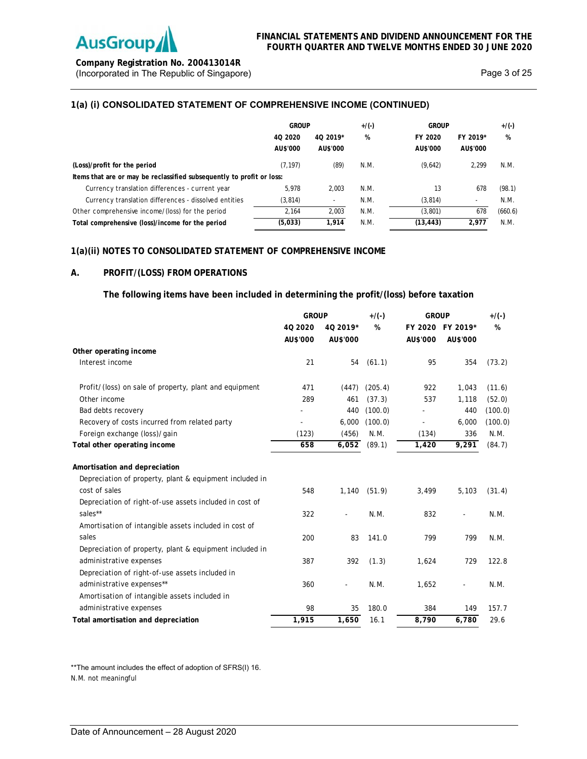## 1(a) (i) CONSOLIDATED STATEMENT OF COMPREHENSIVE INCOME (CONTINUED)

| | GROUP | | +/(-) | GROUP | | +/(-) |
|---|---|---|---|---|---|---|
| | 4Q 2020 | 4Q 2019* | % | FY 2020 | FY 2019* | % |
| | AU$'000 | AU$'000 | | AU$'000 | AU$'000 | |
| **(Loss)/profit for the period** | (7,197) | (89) | N.M. | (9,642) | 2,299 | N.M. |
| **Items that are or may be reclassified subsequently to profit or loss:** | | | | | | |
| Currency translation differences - current year | 5,978 | 2,003 | N.M. | 13 | 678 | (98.1) |
| Currency translation differences - dissolved entities | (3,814) | - | N.M. | (3,814) | - | N.M. |
| Other comprehensive income/(loss) for the period | 2,164 | 2,003 | N.M. | (3,801) | 678 | (660.6) |
| **Total comprehensive (loss)/income for the period** | **(5,033)** | **1,914** | N.M. | **(13,443)** | **2,977** | N.M. |

## 1(a)(ii) NOTES TO CONSOLIDATED STATEMENT OF COMPREHENSIVE INCOME

### A. PROFIT/(LOSS) FROM OPERATIONS

**The following items have been included in determining the profit/(loss) before taxation**

| | GROUP | | +/(-) | GROUP | | +/(-) |
|---|---|---|---|---|---|---|
| | 4Q 2020 | 4Q 2019* | % | FY 2020 | FY 2019* | % |
| | AU$'000 | AU$'000 | | AU$'000 | AU$'000 | |
| **Other operating income** | | | | | | |
| Interest income | 21 | 54 | (61.1) | 95 | 354 | (73.2) |
| Profit/(loss) on sale of property, plant and equipment | 471 | (447) | (205.4) | 922 | 1,043 | (11.6) |
| Other income | 289 | 461 | (37.3) | 537 | 1,118 | (52.0) |
| Bad debts recovery | - | 440 | (100.0) | - | 440 | (100.0) |
| Recovery of costs incurred from related party | - | 6,000 | (100.0) | - | 6,000 | (100.0) |
| Foreign exchange (loss)/gain | (123) | (456) | N.M. | (134) | 336 | N.M. |
| **Total other operating income** | **658** | **6,052** | (89.1) | **1,420** | **9,291** | (84.7) |
| **Amortisation and depreciation** | | | | | | |
| Depreciation of property, plant & equipment included in cost of sales | 548 | 1,140 | (51.9) | 3,499 | 5,103 | (31.4) |
| Depreciation of right-of-use assets included in cost of sales** | 322 | - | N.M. | 832 | - | N.M. |
| Amortisation of intangible assets included in cost of sales | 200 | 83 | 141.0 | 799 | 799 | N.M. |
| Depreciation of property, plant & equipment included in administrative expenses | 387 | 392 | (1.3) | 1,624 | 729 | 122.8 |
| Depreciation of right-of-use assets included in administrative expenses** | 360 | - | N.M. | 1,652 | - | N.M. |
| Amortisation of intangible assets included in administrative expenses | 98 | 35 | 180.0 | 384 | 149 | 157.7 |
| **Total amortisation and depreciation** | **1,915** | **1,650** | 16.1 | **8,790** | **6,780** | 29.6 |

**The amount includes the effect of adoption of SFRS(I) 16.
N.M. not meaningful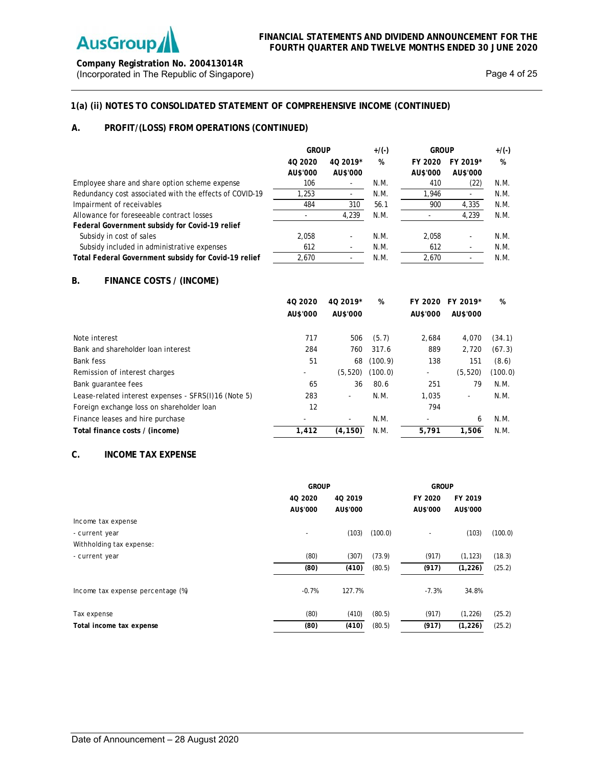## 1(a) (ii) NOTES TO CONSOLIDATED STATEMENT OF COMPREHENSIVE INCOME (CONTINUED)

### A. PROFIT/(LOSS) FROM OPERATIONS (CONTINUED)

| | GROUP | | +/(-) | GROUP | | +/(-) |
|---|---|---|---|---|---|---|
| | 4Q 2020 AU$'000 | 4Q 2019* AU$'000 | % | FY 2020 AU$'000 | FY 2019* AU$'000 | % |
| Employee share and share option scheme expense | 106 | - | N.M. | 410 | (22) | N.M. |
| Redundancy cost associated with the effects of COVID-19 | 1,253 | - | N.M. | 1,946 | - | N.M. |
| Impairment of receivables | 484 | 310 | 56.1 | 900 | 4,335 | N.M. |
| Allowance for foreseeable contract losses | - | 4,239 | N.M. | - | 4,239 | N.M. |
| **Federal Government subsidy for Covid-19 relief** | | | | | | |
| Subsidy in cost of sales | 2,058 | - | N.M. | 2,058 | - | N.M. |
| Subsidy included in administrative expenses | 612 | - | N.M. | 612 | - | N.M. |
| **Total Federal Government subsidy for Covid-19 relief** | 2,670 | - | N.M. | 2,670 | - | N.M. |

### B. FINANCE COSTS / (INCOME)

| | 4Q 2020 AU$'000 | 4Q 2019* AU$'000 | % | FY 2020 AU$'000 | FY 2019* AU$'000 | % |
|---|---|---|---|---|---|---|
| Note interest | 717 | 506 | (5.7) | 2,684 | 4,070 | (34.1) |
| Bank and shareholder loan interest | 284 | 760 | 317.6 | 889 | 2,720 | (67.3) |
| Bank fess | 51 | 68 | (100.9) | 138 | 151 | (8.6) |
| Remission of interest charges | - | (5,520) | (100.0) | - | (5,520) | (100.0) |
| Bank guarantee fees | 65 | 36 | 80.6 | 251 | 79 | N.M. |
| Lease-related interest expenses - SFRS(I)16 (Note 5) | 283 | - | N.M. | 1,035 | - | N.M. |
| Foreign exchange loss on shareholder loan | 12 | | | 794 | | |
| Finance leases and hire purchase | - | - | N.M. | - | 6 | N.M. |
| **Total finance costs / (income)** | **1,412** | **(4,150)** | N.M. | **5,791** | **1,506** | N.M. |

### C. INCOME TAX EXPENSE

| | GROUP | | | GROUP | | |
|---|---|---|---|---|---|---|
| | 4Q 2020 AU$'000 | 4Q 2019 AU$'000 | | FY 2020 AU$'000 | FY 2019 AU$'000 | |
| Income tax expense | | | | | | |
| - current year | - | (103) | (100.0) | - | (103) | (100.0) |
| Withholding tax expense: | | | | | | |
| - current year | (80) | (307) | (73.9) | (917) | (1,123) | (18.3) |
| | **(80)** | **(410)** | (80.5) | **(917)** | **(1,226)** | (25.2) |
| Income tax expense percentage (%) | -0.7% | 127.7% | | -7.3% | 34.8% | |
| Tax expense | (80) | (410) | (80.5) | (917) | (1,226) | (25.2) |
| **Total income tax expense** | **(80)** | **(410)** | (80.5) | **(917)** | **(1,226)** | (25.2) |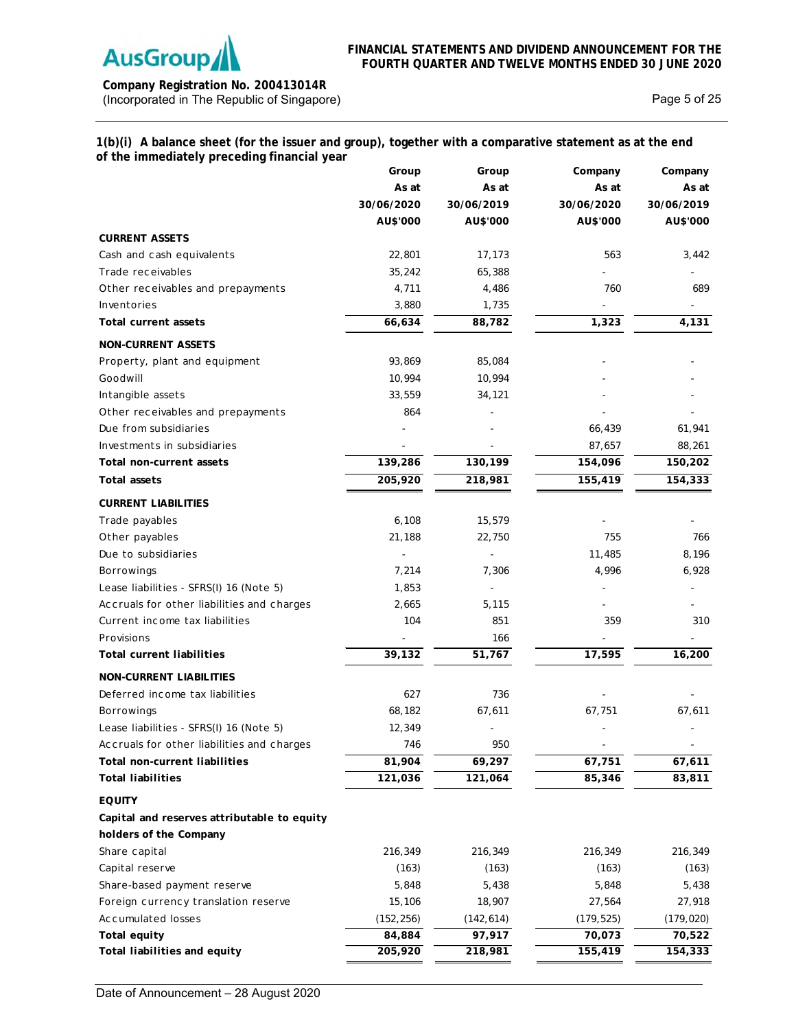### 1(b)(i) A balance sheet (for the issuer and group), together with a comparative statement as at the end of the immediately preceding financial year

| | Group | Group | Company | Company |
|---|---|---|---|---|
| | As at | As at | As at | As at |
| | 30/06/2020 | 30/06/2019 | 30/06/2020 | 30/06/2019 |
| | AU$'000 | AU$'000 | AU$'000 | AU$'000 |
| **CURRENT ASSETS** | | | | |
| Cash and cash equivalents | 22,801 | 17,173 | 563 | 3,442 |
| Trade receivables | 35,242 | 65,388 | - | - |
| Other receivables and prepayments | 4,711 | 4,486 | 760 | 689 |
| Inventories | 3,880 | 1,735 | - | - |
| **Total current assets** | **66,634** | **88,782** | **1,323** | **4,131** |
| **NON-CURRENT ASSETS** | | | | |
| Property, plant and equipment | 93,869 | 85,084 | - | - |
| Goodwill | 10,994 | 10,994 | - | - |
| Intangible assets | 33,559 | 34,121 | - | - |
| Other receivables and prepayments | 864 | - | - | - |
| Due from subsidiaries | - | - | 66,439 | 61,941 |
| Investments in subsidiaries | - | - | 87,657 | 88,261 |
| **Total non-current assets** | **139,286** | **130,199** | **154,096** | **150,202** |
| **Total assets** | **205,920** | **218,981** | **155,419** | **154,333** |
| **CURRENT LIABILITIES** | | | | |
| Trade payables | 6,108 | 15,579 | - | - |
| Other payables | 21,188 | 22,750 | 755 | 766 |
| Due to subsidiaries | - | - | 11,485 | 8,196 |
| Borrowings | 7,214 | 7,306 | 4,996 | 6,928 |
| Lease liabilities - SFRS(I) 16 (Note 5) | 1,853 | - | - | - |
| Accruals for other liabilities and charges | 2,665 | 5,115 | - | - |
| Current income tax liabilities | 104 | 851 | 359 | 310 |
| Provisions | - | 166 | - | - |
| **Total current liabilities** | **39,132** | **51,767** | **17,595** | **16,200** |
| **NON-CURRENT LIABILITIES** | | | | |
| Deferred income tax liabilities | 627 | 736 | - | - |
| Borrowings | 68,182 | 67,611 | 67,751 | 67,611 |
| Lease liabilities - SFRS(I) 16 (Note 5) | 12,349 | - | - | - |
| Accruals for other liabilities and charges | 746 | 950 | - | - |
| **Total non-current liabilities** | **81,904** | **69,297** | **67,751** | **67,611** |
| **Total liabilities** | **121,036** | **121,064** | **85,346** | **83,811** |
| **EQUITY** | | | | |
| **Capital and reserves attributable to equity holders of the Company** | | | | |
| Share capital | 216,349 | 216,349 | 216,349 | 216,349 |
| Capital reserve | (163) | (163) | (163) | (163) |
| Share-based payment reserve | 5,848 | 5,438 | 5,848 | 5,438 |
| Foreign currency translation reserve | 15,106 | 18,907 | 27,564 | 27,918 |
| Accumulated losses | (152,256) | (142,614) | (179,525) | (179,020) |
| **Total equity** | **84,884** | **97,917** | **70,073** | **70,522** |
| **Total liabilities and equity** | **205,920** | **218,981** | **155,419** | **154,333** |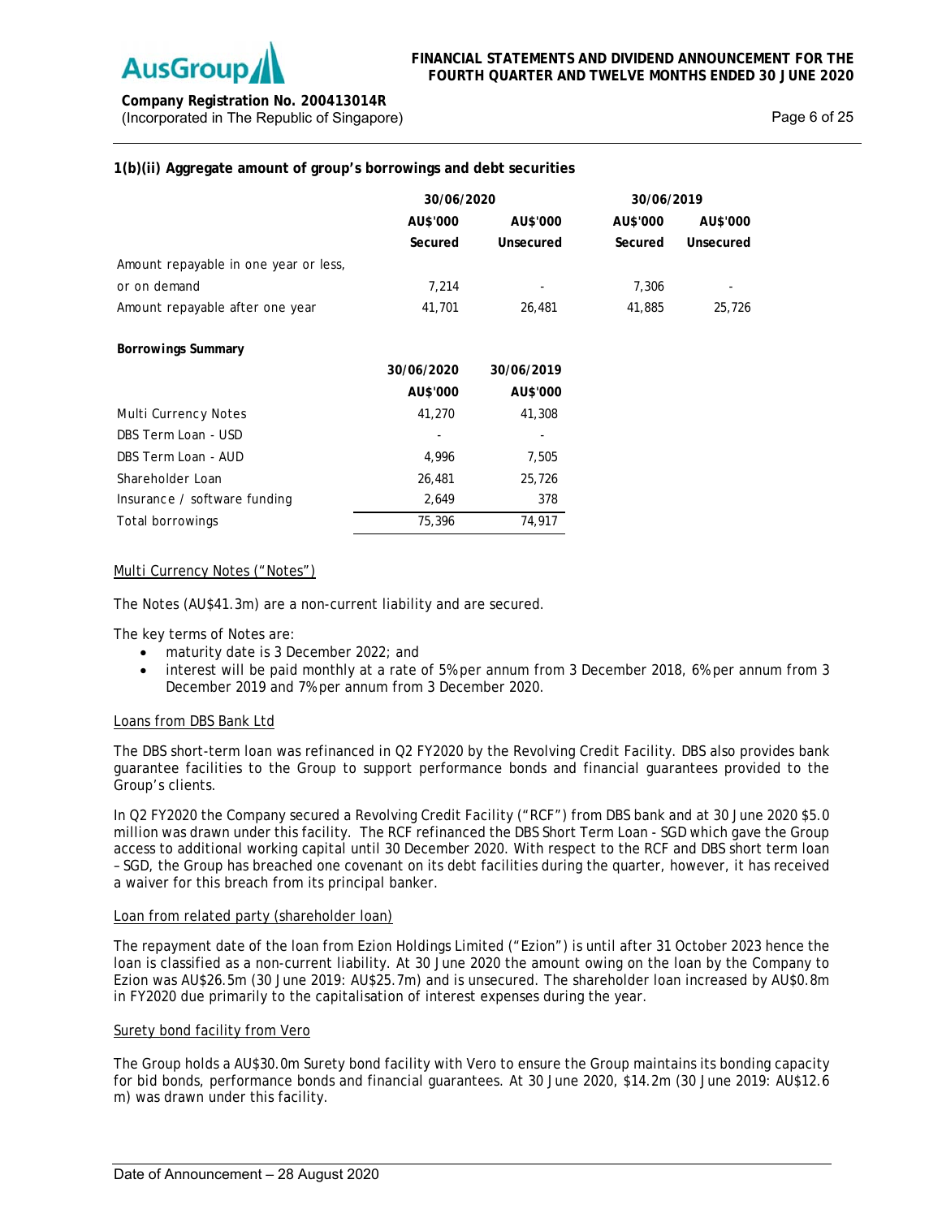**1(b)(ii) Aggregate amount of group's borrowings and debt securities**

| | 30/06/2020 | | 30/06/2019 | |
|---|---|---|---|---|
| | AU$'000 | AU$'000 | AU$'000 | AU$'000 |
| | Secured | Unsecured | Secured | Unsecured |
| Amount repayable in one year or less, or on demand | 7,214 | - | 7,306 | - |
| Amount repayable after one year | 41,701 | 26,481 | 41,885 | 25,726 |

**Borrowings Summary**

| | 30/06/2020 | 30/06/2019 |
|---|---|---|
| | AU$'000 | AU$'000 |
| Multi Currency Notes | 41,270 | 41,308 |
| DBS Term Loan - USD | - | - |
| DBS Term Loan - AUD | 4,996 | 7,505 |
| Shareholder Loan | 26,481 | 25,726 |
| Insurance / software funding | 2,649 | 378 |
| Total borrowings | 75,396 | 74,917 |

Multi Currency Notes ("Notes")

The Notes (AU$41.3m) are a non-current liability and are secured.

The key terms of Notes are:

- maturity date is 3 December 2022; and
- interest will be paid monthly at a rate of 5% per annum from 3 December 2018, 6% per annum from 3 December 2019 and 7% per annum from 3 December 2020.

Loans from DBS Bank Ltd

The DBS short-term loan was refinanced in Q2 FY2020 by the Revolving Credit Facility. DBS also provides bank guarantee facilities to the Group to support performance bonds and financial guarantees provided to the Group's clients.

In Q2 FY2020 the Company secured a Revolving Credit Facility ("RCF") from DBS bank and at 30 June 2020 $5.0 million was drawn under this facility. The RCF refinanced the DBS Short Term Loan - SGD which gave the Group access to additional working capital until 30 December 2020. With respect to the RCF and DBS short term loan – SGD, the Group has breached one covenant on its debt facilities during the quarter, however, it has received a waiver for this breach from its principal banker.

Loan from related party (shareholder loan)

The repayment date of the loan from Ezion Holdings Limited ("Ezion") is until after 31 October 2023 hence the loan is classified as a non-current liability. At 30 June 2020 the amount owing on the loan by the Company to Ezion was AU$26.5m (30 June 2019: AU$25.7m) and is unsecured. The shareholder loan increased by AU$0.8m in FY2020 due primarily to the capitalisation of interest expenses during the year.

Surety bond facility from Vero

The Group holds a AU$30.0m Surety bond facility with Vero to ensure the Group maintains its bonding capacity for bid bonds, performance bonds and financial guarantees. At 30 June 2020, $14.2m (30 June 2019: AU$12.6 m) was drawn under this facility.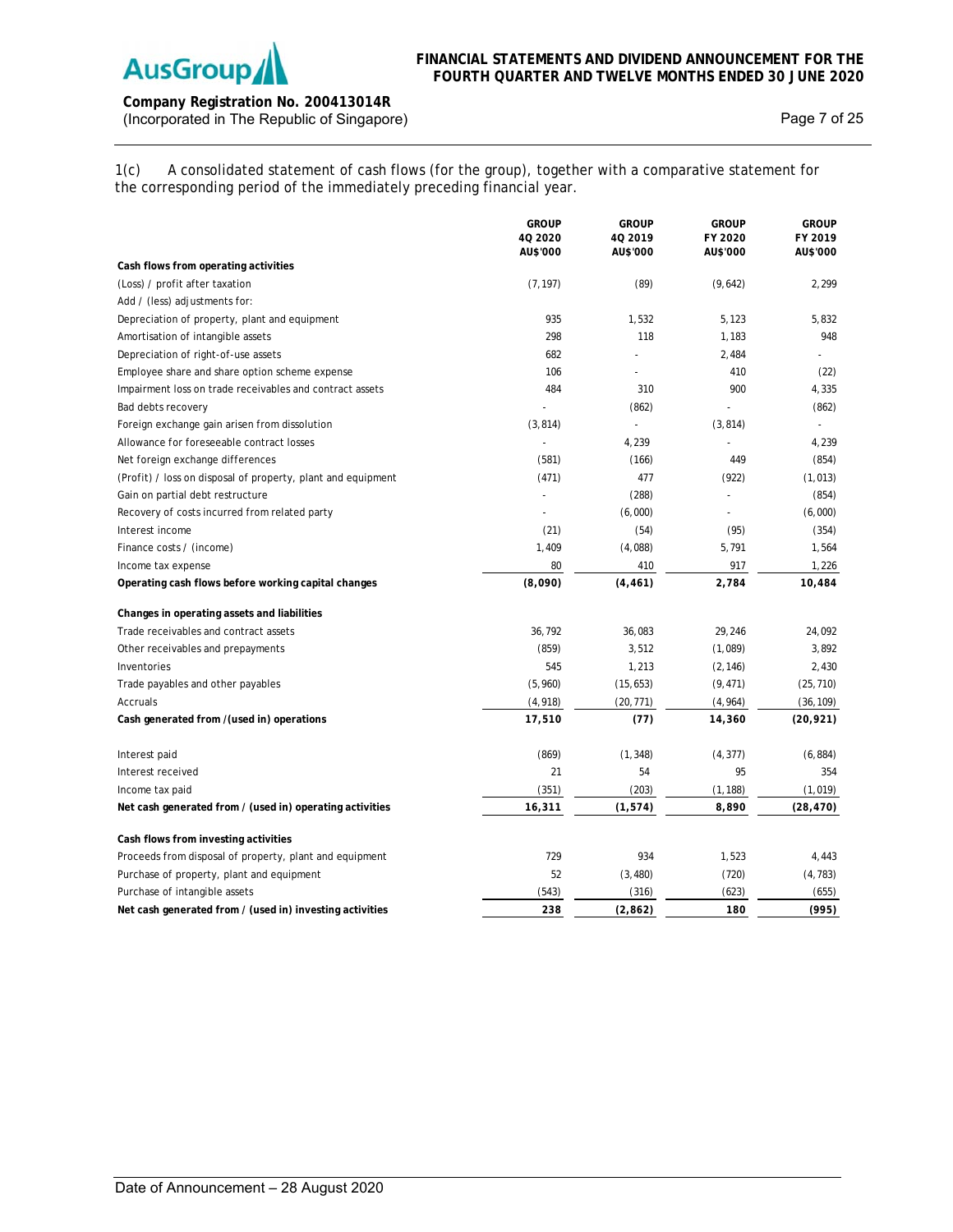1(c) A consolidated statement of cash flows (for the group), together with a comparative statement for the corresponding period of the immediately preceding financial year.

| | GROUP 4Q 2020 AU$'000 | GROUP 4Q 2019 AU$'000 | GROUP FY 2020 AU$'000 | GROUP FY 2019 AU$'000 |
|---|---|---|---|---|
| **Cash flows from operating activities** | | | | |
| (Loss) / profit after taxation | (7,197) | (89) | (9,642) | 2,299 |
| Add / (less) adjustments for: | | | | |
| Depreciation of property, plant and equipment | 935 | 1,532 | 5,123 | 5,832 |
| Amortisation of intangible assets | 298 | 118 | 1,183 | 948 |
| Depreciation of right-of-use assets | 682 | - | 2,484 | - |
| Employee share and share option scheme expense | 106 | - | 410 | (22) |
| Impairment loss on trade receivables and contract assets | 484 | 310 | 900 | 4,335 |
| Bad debts recovery | - | (862) | - | (862) |
| Foreign exchange gain arisen from dissolution | (3,814) | - | (3,814) | - |
| Allowance for foreseeable contract losses | - | 4,239 | - | 4,239 |
| Net foreign exchange differences | (581) | (166) | 449 | (854) |
| (Profit) / loss on disposal of property, plant and equipment | (471) | 477 | (922) | (1,013) |
| Gain on partial debt restructure | - | (288) | - | (854) |
| Recovery of costs incurred from related party | - | (6,000) | - | (6,000) |
| Interest income | (21) | (54) | (95) | (354) |
| Finance costs / (income) | 1,409 | (4,088) | 5,791 | 1,564 |
| Income tax expense | 80 | 410 | 917 | 1,226 |
| **Operating cash flows before working capital changes** | **(8,090)** | **(4,461)** | **2,784** | **10,484** |
| | | | | |
| **Changes in operating assets and liabilities** | | | | |
| Trade receivables and contract assets | 36,792 | 36,083 | 29,246 | 24,092 |
| Other receivables and prepayments | (859) | 3,512 | (1,089) | 3,892 |
| Inventories | 545 | 1,213 | (2,146) | 2,430 |
| Trade payables and other payables | (5,960) | (15,653) | (9,471) | (25,710) |
| Accruals | (4,918) | (20,771) | (4,964) | (36,109) |
| **Cash generated from /(used in) operations** | **17,510** | **(77)** | **14,360** | **(20,921)** |
| | | | | |
| Interest paid | (869) | (1,348) | (4,377) | (6,884) |
| Interest received | 21 | 54 | 95 | 354 |
| Income tax paid | (351) | (203) | (1,188) | (1,019) |
| **Net cash generated from / (used in) operating activities** | **16,311** | **(1,574)** | **8,890** | **(28,470)** |
| | | | | |
| **Cash flows from investing activities** | | | | |
| Proceeds from disposal of property, plant and equipment | 729 | 934 | 1,523 | 4,443 |
| Purchase of property, plant and equipment | 52 | (3,480) | (720) | (4,783) |
| Purchase of intangible assets | (543) | (316) | (623) | (655) |
| **Net cash generated from / (used in) investing activities** | **238** | **(2,862)** | **180** | **(995)** |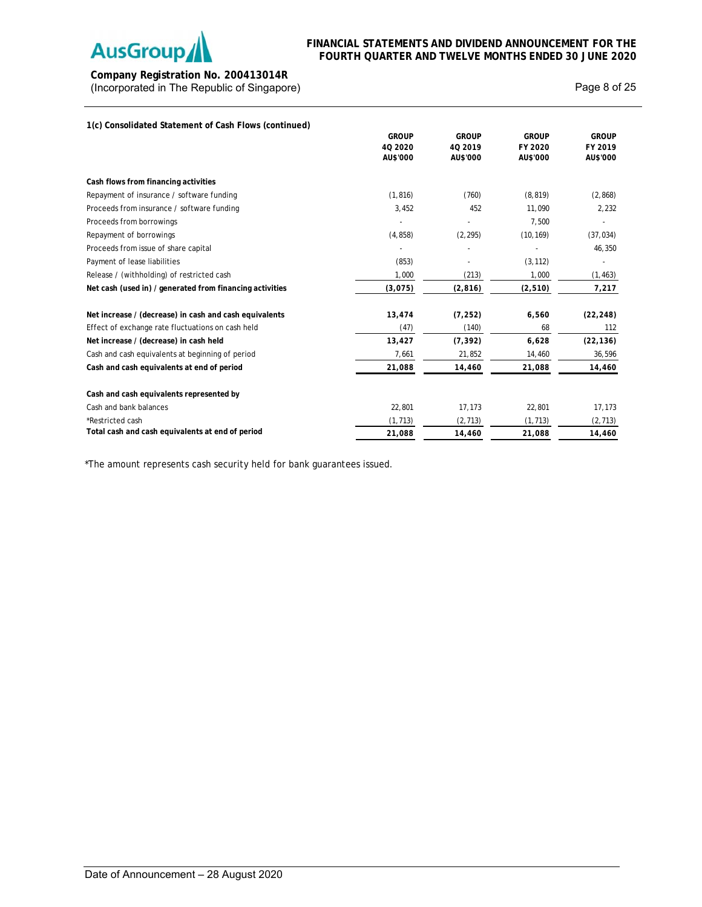#### 1(c) Consolidated Statement of Cash Flows (continued)

| | GROUP 4Q 2020 AU$'000 | GROUP 4Q 2019 AU$'000 | GROUP FY 2020 AU$'000 | GROUP FY 2019 AU$'000 |
|---|---|---|---|---|
| **Cash flows from financing activities** | | | | |
| Repayment of insurance / software funding | (1,816) | (760) | (8,819) | (2,868) |
| Proceeds from insurance / software funding | 3,452 | 452 | 11,090 | 2,232 |
| Proceeds from borrowings | - | - | 7,500 | - |
| Repayment of borrowings | (4,858) | (2,295) | (10,169) | (37,034) |
| Proceeds from issue of share capital | - | - | - | 46,350 |
| Payment of lease liabilities | (853) | - | (3,112) | - |
| Release / (withholding) of restricted cash | 1,000 | (213) | 1,000 | (1,463) |
| **Net cash (used in) / generated from financing activities** | **(3,075)** | **(2,816)** | **(2,510)** | **7,217** |
| | | | | |
| **Net increase / (decrease) in cash and cash equivalents** | **13,474** | **(7,252)** | **6,560** | **(22,248)** |
| Effect of exchange rate fluctuations on cash held | (47) | (140) | 68 | 112 |
| **Net increase / (decrease) in cash held** | **13,427** | **(7,392)** | **6,628** | **(22,136)** |
| Cash and cash equivalents at beginning of period | 7,661 | 21,852 | 14,460 | 36,596 |
| **Cash and cash equivalents at end of period** | **21,088** | **14,460** | **21,088** | **14,460** |
| | | | | |
| **Cash and cash equivalents represented by** | | | | |
| Cash and bank balances | 22,801 | 17,173 | 22,801 | 17,173 |
| *Restricted cash | (1,713) | (2,713) | (1,713) | (2,713) |
| **Total cash and cash equivalents at end of period** | **21,088** | **14,460** | **21,088** | **14,460** |

*The amount represents cash security held for bank guarantees issued.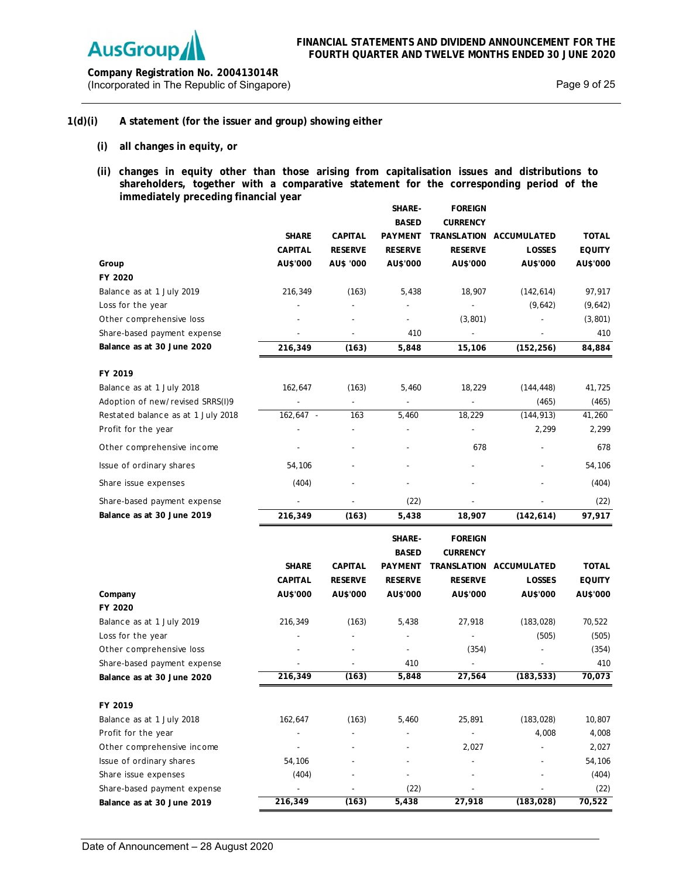**1(d)(i) A statement (for the issuer and group) showing either**

**(i) all changes in equity, or**

**(ii) changes in equity other than those arising from capitalisation issues and distributions to shareholders, together with a comparative statement for the corresponding period of the immediately preceding financial year**

| Group | SHARE CAPITAL AU$'000 | CAPITAL RESERVE AU$ '000 | SHARE-BASED PAYMENT RESERVE AU$'000 | FOREIGN CURRENCY TRANSLATION RESERVE AU$'000 | ACCUMULATED LOSSES AU$'000 | TOTAL EQUITY AU$'000 |
|---|---|---|---|---|---|---|
| **FY 2020** | | | | | | |
| Balance as at 1 July 2019 | 216,349 | (163) | 5,438 | 18,907 | (142,614) | 97,917 |
| Loss for the year | - | - | - | - | (9,642) | (9,642) |
| Other comprehensive loss | - | - | - | (3,801) | - | (3,801) |
| Share-based payment expense | - | - | 410 | - | - | 410 |
| **Balance as at 30 June 2020** | **216,349** | **(163)** | **5,848** | **15,106** | **(152,256)** | **84,884** |
| **FY 2019** | | | | | | |
| Balance as at 1 July 2018 | 162,647 | (163) | 5,460 | 18,229 | (144,448) | 41,725 |
| Adoption of new/revised SRRS(I)9 | - | - | - | - | (465) | (465) |
| Restated balance as at 1 July 2018 | 162,647 - | 163 | 5,460 | 18,229 | (144,913) | 41,260 |
| Profit for the year | - | - | - | - | 2,299 | 2,299 |
| Other comprehensive income | - | - | - | 678 | - | 678 |
| Issue of ordinary shares | 54,106 | - | - | - | - | 54,106 |
| Share issue expenses | (404) | - | - | - | - | (404) |
| Share-based payment expense | - | - | (22) | - | - | (22) |
| **Balance as at 30 June 2019** | **216,349** | **(163)** | **5,438** | **18,907** | **(142,614)** | **97,917** |

| Company | SHARE CAPITAL AU$'000 | CAPITAL RESERVE AU$'000 | SHARE-BASED PAYMENT RESERVE AU$'000 | FOREIGN CURRENCY TRANSLATION RESERVE AU$'000 | ACCUMULATED LOSSES AU$'000 | TOTAL EQUITY AU$'000 |
|---|---|---|---|---|---|---|
| **FY 2020** | | | | | | |
| Balance as at 1 July 2019 | 216,349 | (163) | 5,438 | 27,918 | (183,028) | 70,522 |
| Loss for the year | - | - | - | - | (505) | (505) |
| Other comprehensive loss | - | - | - | (354) | - | (354) |
| Share-based payment expense | - | - | 410 | - | - | 410 |
| **Balance as at 30 June 2020** | **216,349** | **(163)** | **5,848** | **27,564** | **(183,533)** | **70,073** |
| **FY 2019** | | | | | | |
| Balance as at 1 July 2018 | 162,647 | (163) | 5,460 | 25,891 | (183,028) | 10,807 |
| Profit for the year | - | - | - | - | 4,008 | 4,008 |
| Other comprehensive income | - | - | - | 2,027 | - | 2,027 |
| Issue of ordinary shares | 54,106 | - | - | - | - | 54,106 |
| Share issue expenses | (404) | - | - | - | - | (404) |
| Share-based payment expense | - | - | (22) | - | - | (22) |
| **Balance as at 30 June 2019** | **216,349** | **(163)** | **5,438** | **27,918** | **(183,028)** | **70,522** |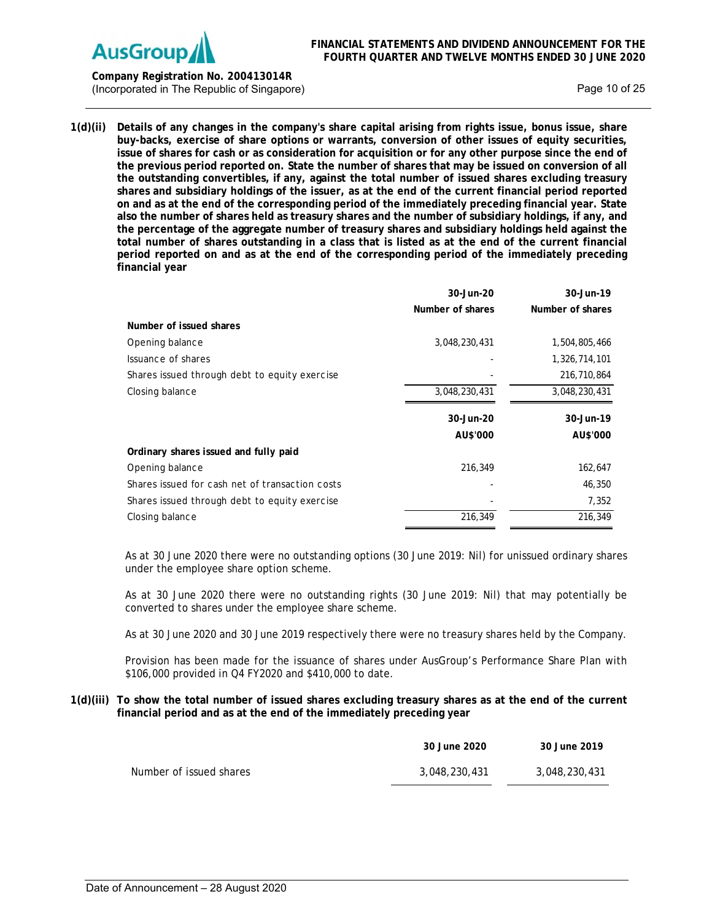**1(d)(ii) Details of any changes in the company's share capital arising from rights issue, bonus issue, share buy-backs, exercise of share options or warrants, conversion of other issues of equity securities, issue of shares for cash or as consideration for acquisition or for any other purpose since the end of the previous period reported on. State the number of shares that may be issued on conversion of all the outstanding convertibles, if any, against the total number of issued shares excluding treasury shares and subsidiary holdings of the issuer, as at the end of the current financial period reported on and as at the end of the corresponding period of the immediately preceding financial year. State also the number of shares held as treasury shares and the number of subsidiary holdings, if any, and the percentage of the aggregate number of treasury shares and subsidiary holdings held against the total number of shares outstanding in a class that is listed as at the end of the current financial period reported on and as at the end of the corresponding period of the immediately preceding financial year**

| | 30-Jun-20 | 30-Jun-19 |
|---|---|---|
| | Number of shares | Number of shares |
| **Number of issued shares** | | |
| Opening balance | 3,048,230,431 | 1,504,805,466 |
| Issuance of shares | - | 1,326,714,101 |
| Shares issued through debt to equity exercise | - | 216,710,864 |
| Closing balance | 3,048,230,431 | 3,048,230,431 |

| | 30-Jun-20 | 30-Jun-19 |
|---|---|---|
| | AU$'000 | AU$'000 |
| **Ordinary shares issued and fully paid** | | |
| Opening balance | 216,349 | 162,647 |
| Shares issued for cash net of transaction costs | - | 46,350 |
| Shares issued through debt to equity exercise | - | 7,352 |
| Closing balance | 216,349 | 216,349 |

As at 30 June 2020 there were no outstanding options (30 June 2019: Nil) for unissued ordinary shares under the employee share option scheme.

As at 30 June 2020 there were no outstanding rights (30 June 2019: Nil) that may potentially be converted to shares under the employee share scheme.

As at 30 June 2020 and 30 June 2019 respectively there were no treasury shares held by the Company.

Provision has been made for the issuance of shares under AusGroup's Performance Share Plan with $106,000 provided in Q4 FY2020 and $410,000 to date.

**1(d)(iii) To show the total number of issued shares excluding treasury shares as at the end of the current financial period and as at the end of the immediately preceding year**

| | 30 June 2020 | 30 June 2019 |
|---|---|---|
| Number of issued shares | 3,048,230,431 | 3,048,230,431 |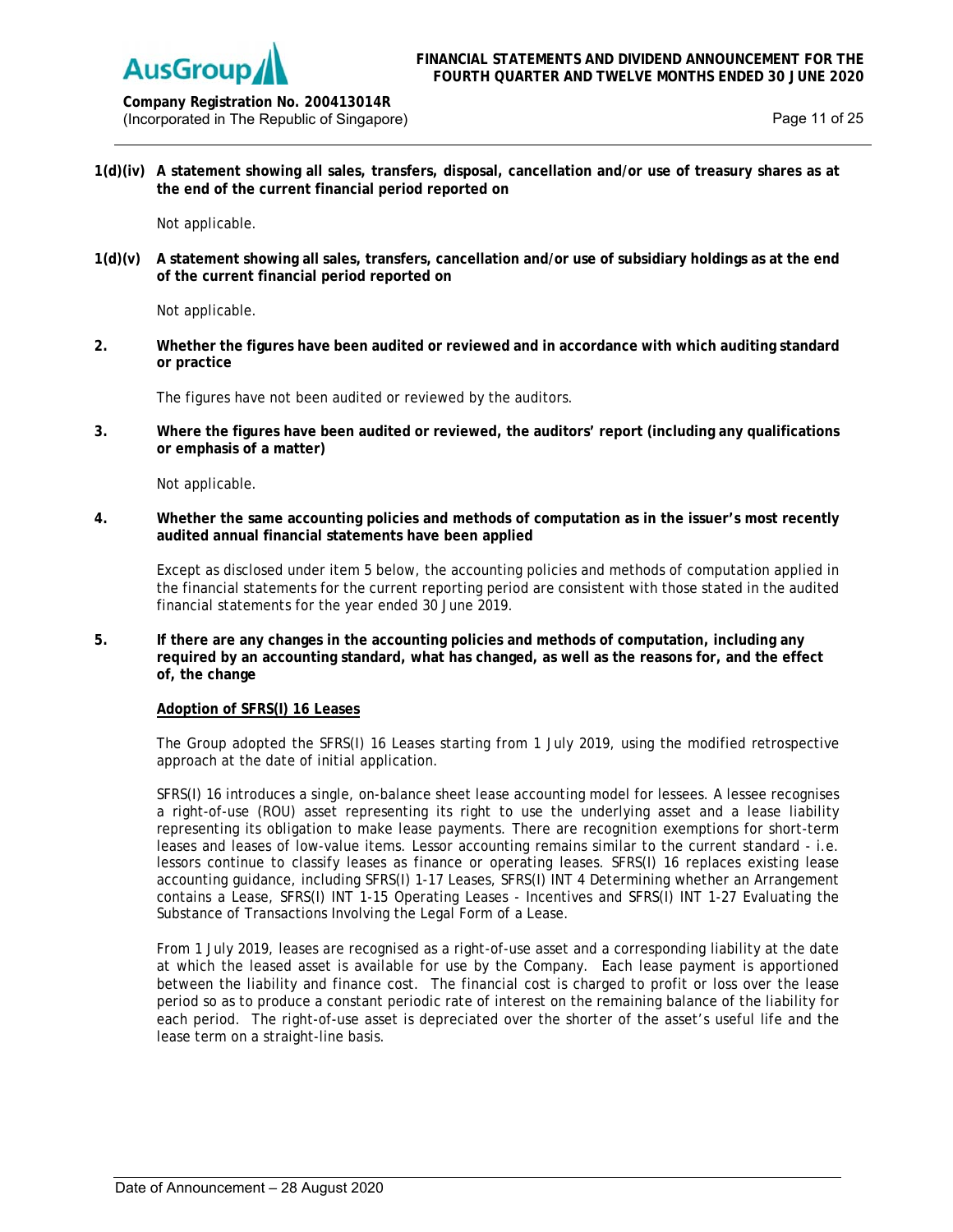**1(d)(iv) A statement showing all sales, transfers, disposal, cancellation and/or use of treasury shares as at the end of the current financial period reported on**

Not applicable.

**1(d)(v) A statement showing all sales, transfers, cancellation and/or use of subsidiary holdings as at the end of the current financial period reported on**

Not applicable.

**2. Whether the figures have been audited or reviewed and in accordance with which auditing standard or practice**

The figures have not been audited or reviewed by the auditors.

**3. Where the figures have been audited or reviewed, the auditors' report (including any qualifications or emphasis of a matter)**

Not applicable.

**4. Whether the same accounting policies and methods of computation as in the issuer's most recently audited annual financial statements have been applied**

Except as disclosed under item 5 below, the accounting policies and methods of computation applied in the financial statements for the current reporting period are consistent with those stated in the audited financial statements for the year ended 30 June 2019.

**5. If there are any changes in the accounting policies and methods of computation, including any required by an accounting standard, what has changed, as well as the reasons for, and the effect of, the change**

**Adoption of SFRS(I) 16 Leases**

The Group adopted the SFRS(I) 16 Leases starting from 1 July 2019, using the modified retrospective approach at the date of initial application.

SFRS(I) 16 introduces a single, on-balance sheet lease accounting model for lessees. A lessee recognises a right-of-use (ROU) asset representing its right to use the underlying asset and a lease liability representing its obligation to make lease payments. There are recognition exemptions for short-term leases and leases of low-value items. Lessor accounting remains similar to the current standard - i.e. lessors continue to classify leases as finance or operating leases. SFRS(I) 16 replaces existing lease accounting guidance, including SFRS(I) 1-17 Leases, SFRS(I) INT 4 Determining whether an Arrangement contains a Lease, SFRS(I) INT 1-15 Operating Leases - Incentives and SFRS(I) INT 1-27 Evaluating the Substance of Transactions Involving the Legal Form of a Lease.

From 1 July 2019, leases are recognised as a right-of-use asset and a corresponding liability at the date at which the leased asset is available for use by the Company. Each lease payment is apportioned between the liability and finance cost. The financial cost is charged to profit or loss over the lease period so as to produce a constant periodic rate of interest on the remaining balance of the liability for each period. The right-of-use asset is depreciated over the shorter of the asset's useful life and the lease term on a straight-line basis.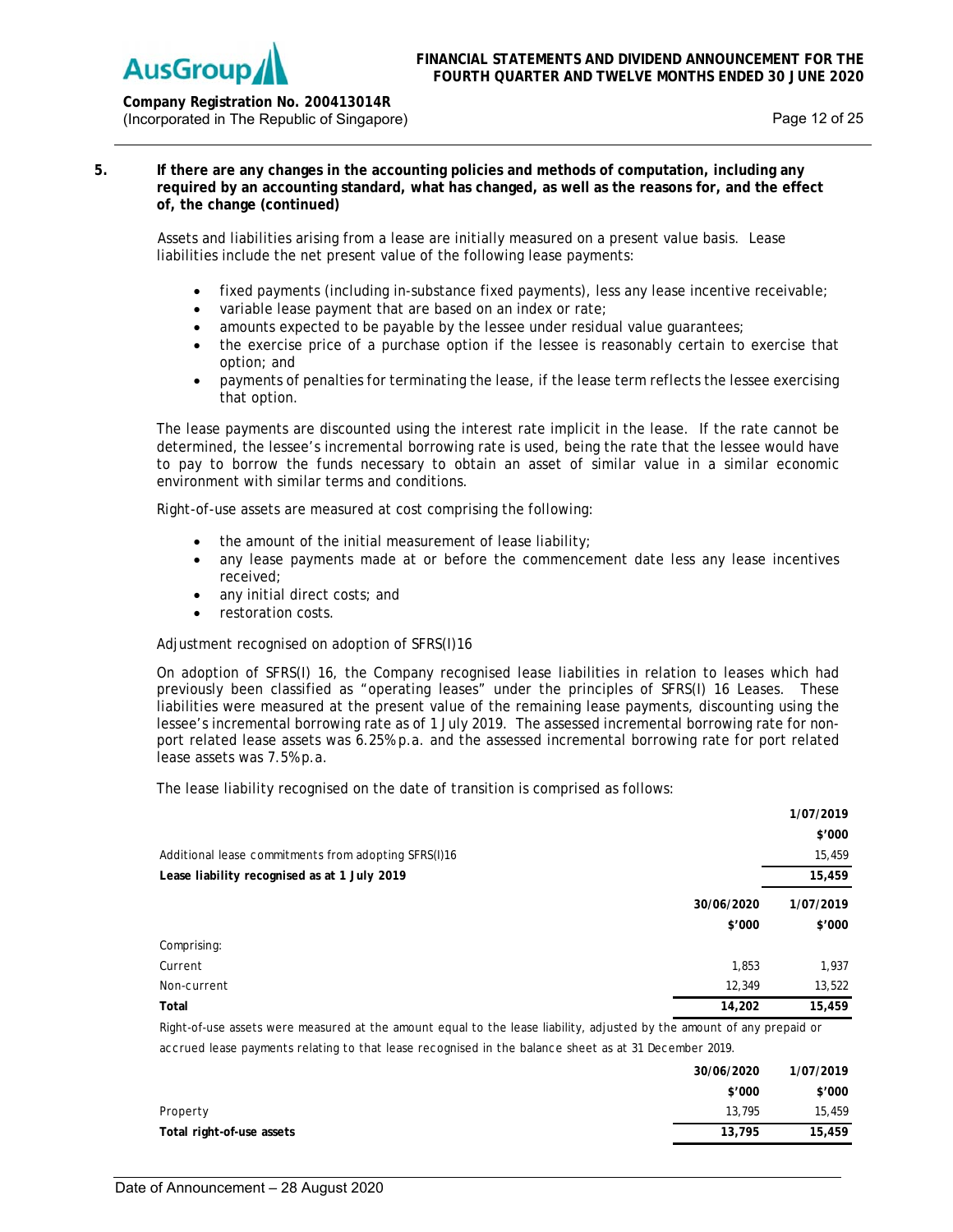**5. If there are any changes in the accounting policies and methods of computation, including any required by an accounting standard, what has changed, as well as the reasons for, and the effect of, the change (continued)**

Assets and liabilities arising from a lease are initially measured on a present value basis. Lease liabilities include the net present value of the following lease payments:

- fixed payments (including in-substance fixed payments), less any lease incentive receivable;
- variable lease payment that are based on an index or rate;
- amounts expected to be payable by the lessee under residual value guarantees;
- the exercise price of a purchase option if the lessee is reasonably certain to exercise that option; and
- payments of penalties for terminating the lease, if the lease term reflects the lessee exercising that option.

The lease payments are discounted using the interest rate implicit in the lease. If the rate cannot be determined, the lessee's incremental borrowing rate is used, being the rate that the lessee would have to pay to borrow the funds necessary to obtain an asset of similar value in a similar economic environment with similar terms and conditions.

Right-of-use assets are measured at cost comprising the following:

- the amount of the initial measurement of lease liability;
- any lease payments made at or before the commencement date less any lease incentives received;
- any initial direct costs; and
- restoration costs.

Adjustment recognised on adoption of SFRS(I)16

On adoption of SFRS(I) 16, the Company recognised lease liabilities in relation to leases which had previously been classified as "operating leases" under the principles of SFRS(I) 16 Leases. These liabilities were measured at the present value of the remaining lease payments, discounting using the lessee's incremental borrowing rate as of 1 July 2019. The assessed incremental borrowing rate for non-port related lease assets was 6.25% p.a. and the assessed incremental borrowing rate for port related lease assets was 7.5% p.a.

The lease liability recognised on the date of transition is comprised as follows:

| | | 1/07/2019 |
|---|---|---|
| | | $'000 |
| Additional lease commitments from adopting SFRS(I)16 | | 15,459 |
| **Lease liability recognised as at 1 July 2019** | | **15,459** |
| | **30/06/2020** | **1/07/2019** |
| | **$'000** | **$'000** |
| Comprising: | | |
| Current | 1,853 | 1,937 |
| Non-current | 12,349 | 13,522 |
| **Total** | **14,202** | **15,459** |

Right-of-use assets were measured at the amount equal to the lease liability, adjusted by the amount of any prepaid or accrued lease payments relating to that lease recognised in the balance sheet as at 31 December 2019.

| | 30/06/2020 | 1/07/2019 |
|---|---|---|
| | $'000 | $'000 |
| Property | 13,795 | 15,459 |
| **Total right-of-use assets** | **13,795** | **15,459** |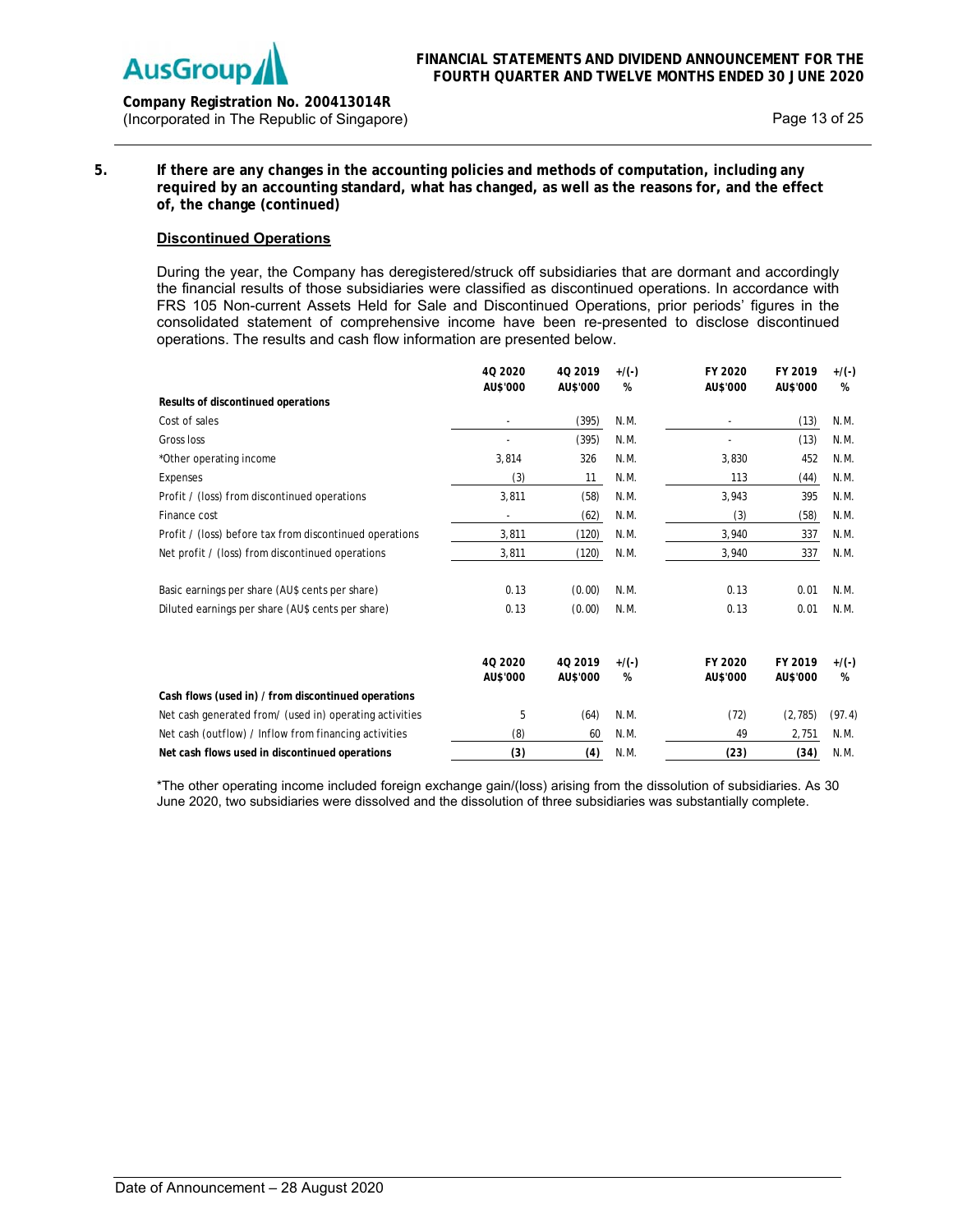## 5. If there are any changes in the accounting policies and methods of computation, including any required by an accounting standard, what has changed, as well as the reasons for, and the effect of, the change (continued)

### Discontinued Operations

During the year, the Company has deregistered/struck off subsidiaries that are dormant and accordingly the financial results of those subsidiaries were classified as discontinued operations. In accordance with FRS 105 Non-current Assets Held for Sale and Discontinued Operations, prior periods' figures in the consolidated statement of comprehensive income have been re-presented to disclose discontinued operations. The results and cash flow information are presented below.

| | 4Q 2020 AU$'000 | 4Q 2019 AU$'000 | +/(-) % | FY 2020 AU$'000 | FY 2019 AU$'000 | +/(-) % |
|---|---|---|---|---|---|---|
| **Results of discontinued operations** | | | | | | |
| Cost of sales | - | (395) | N.M. | - | (13) | N.M. |
| Gross loss | - | (395) | N.M. | - | (13) | N.M. |
| *Other operating income | 3,814 | 326 | N.M. | 3,830 | 452 | N.M. |
| Expenses | (3) | 11 | N.M. | 113 | (44) | N.M. |
| Profit / (loss) from discontinued operations | 3,811 | (58) | N.M. | 3,943 | 395 | N.M. |
| Finance cost | - | (62) | N.M. | (3) | (58) | N.M. |
| Profit / (loss) before tax from discontinued operations | 3,811 | (120) | N.M. | 3,940 | 337 | N.M. |
| Net profit / (loss) from discontinued operations | 3,811 | (120) | N.M. | 3,940 | 337 | N.M. |
| | | | | | | |
| Basic earnings per share (AU$ cents per share) | 0.13 | (0.00) | N.M. | 0.13 | 0.01 | N.M. |
| Diluted earnings per share (AU$ cents per share) | 0.13 | (0.00) | N.M. | 0.13 | 0.01 | N.M. |

| | 4Q 2020 AU$'000 | 4Q 2019 AU$'000 | +/(-) % | FY 2020 AU$'000 | FY 2019 AU$'000 | +/(-) % |
|---|---|---|---|---|---|---|
| **Cash flows (used in) / from discontinued operations** | | | | | | |
| Net cash generated from/ (used in) operating activities | 5 | (64) | N.M. | (72) | (2,785) | (97.4) |
| Net cash (outflow) / Inflow from financing activities | (8) | 60 | N.M. | 49 | 2,751 | N.M. |
| **Net cash flows used in discontinued operations** | **(3)** | **(4)** | N.M. | **(23)** | **(34)** | N.M. |

*The other operating income included foreign exchange gain/(loss) arising from the dissolution of subsidiaries. As 30 June 2020, two subsidiaries were dissolved and the dissolution of three subsidiaries was substantially complete.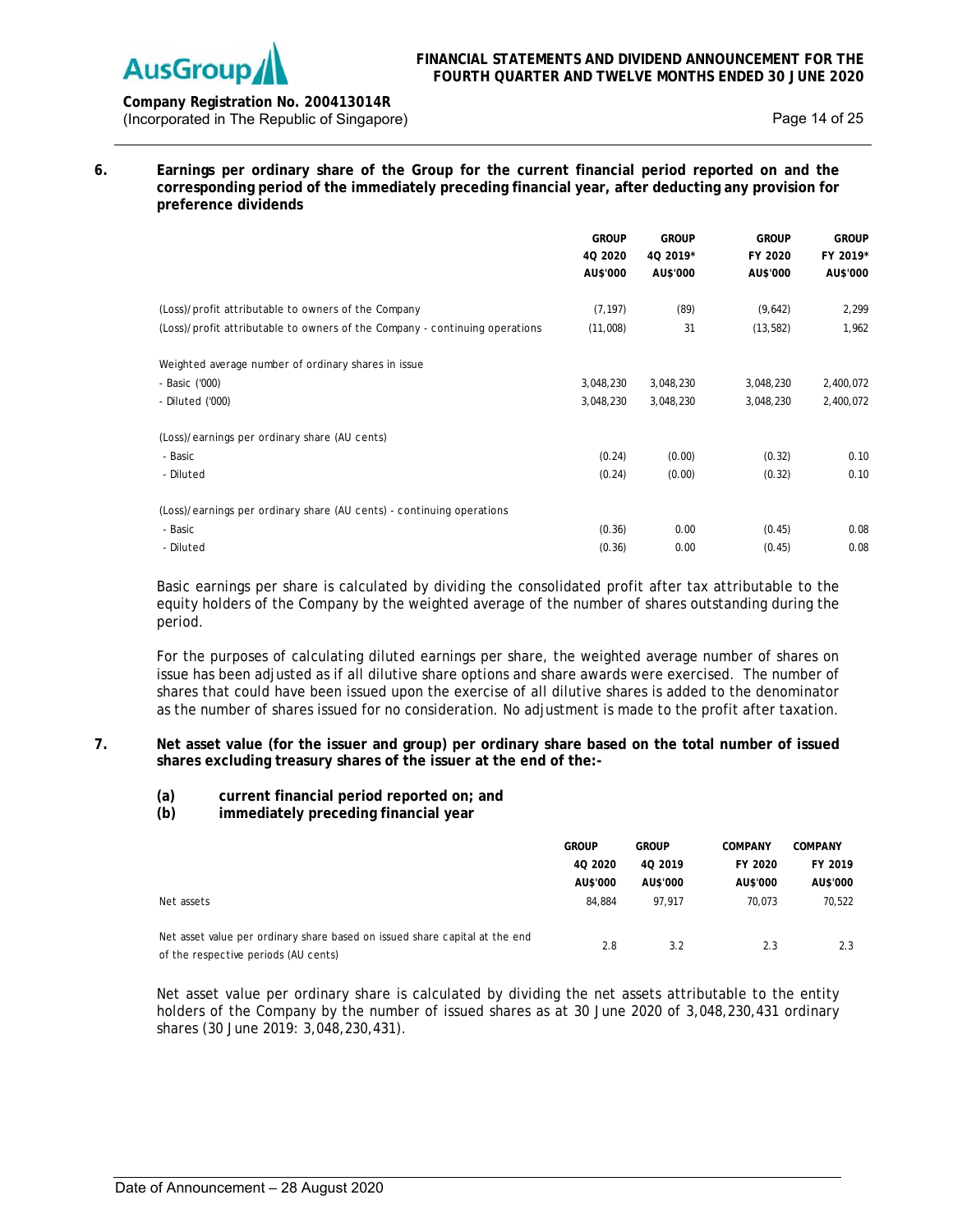**6. Earnings per ordinary share of the Group for the current financial period reported on and the corresponding period of the immediately preceding financial year, after deducting any provision for preference dividends**

| | GROUP 4Q 2020 AU$'000 | GROUP 4Q 2019* AU$'000 | GROUP FY 2020 AU$'000 | GROUP FY 2019* AU$'000 |
|---|---|---|---|---|
| (Loss)/profit attributable to owners of the Company | (7,197) | (89) | (9,642) | 2,299 |
| (Loss)/profit attributable to owners of the Company - continuing operations | (11,008) | 31 | (13,582) | 1,962 |
| | | | | |
| Weighted average number of ordinary shares in issue | | | | |
| - Basic ('000) | 3,048,230 | 3,048,230 | 3,048,230 | 2,400,072 |
| - Diluted ('000) | 3,048,230 | 3,048,230 | 3,048,230 | 2,400,072 |
| | | | | |
| (Loss)/earnings per ordinary share (AU cents) | | | | |
| - Basic | (0.24) | (0.00) | (0.32) | 0.10 |
| - Diluted | (0.24) | (0.00) | (0.32) | 0.10 |
| | | | | |
| (Loss)/earnings per ordinary share (AU cents) - continuing operations | | | | |
| - Basic | (0.36) | 0.00 | (0.45) | 0.08 |
| - Diluted | (0.36) | 0.00 | (0.45) | 0.08 |

Basic earnings per share is calculated by dividing the consolidated profit after tax attributable to the equity holders of the Company by the weighted average of the number of shares outstanding during the period.

For the purposes of calculating diluted earnings per share, the weighted average number of shares on issue has been adjusted as if all dilutive share options and share awards were exercised. The number of shares that could have been issued upon the exercise of all dilutive shares is added to the denominator as the number of shares issued for no consideration. No adjustment is made to the profit after taxation.

**7. Net asset value (for the issuer and group) per ordinary share based on the total number of issued shares excluding treasury shares of the issuer at the end of the:-**

**(a) current financial period reported on; and**
**(b) immediately preceding financial year**

| | GROUP 4Q 2020 AU$'000 | GROUP 4Q 2019 AU$'000 | COMPANY FY 2020 AU$'000 | COMPANY FY 2019 AU$'000 |
|---|---|---|---|---|
| Net assets | 84,884 | 97,917 | 70,073 | 70,522 |
| Net asset value per ordinary share based on issued share capital at the end of the respective periods (AU cents) | 2.8 | 3.2 | 2.3 | 2.3 |

Net asset value per ordinary share is calculated by dividing the net assets attributable to the entity holders of the Company by the number of issued shares as at 30 June 2020 of 3,048,230,431 ordinary shares (30 June 2019: 3,048,230,431).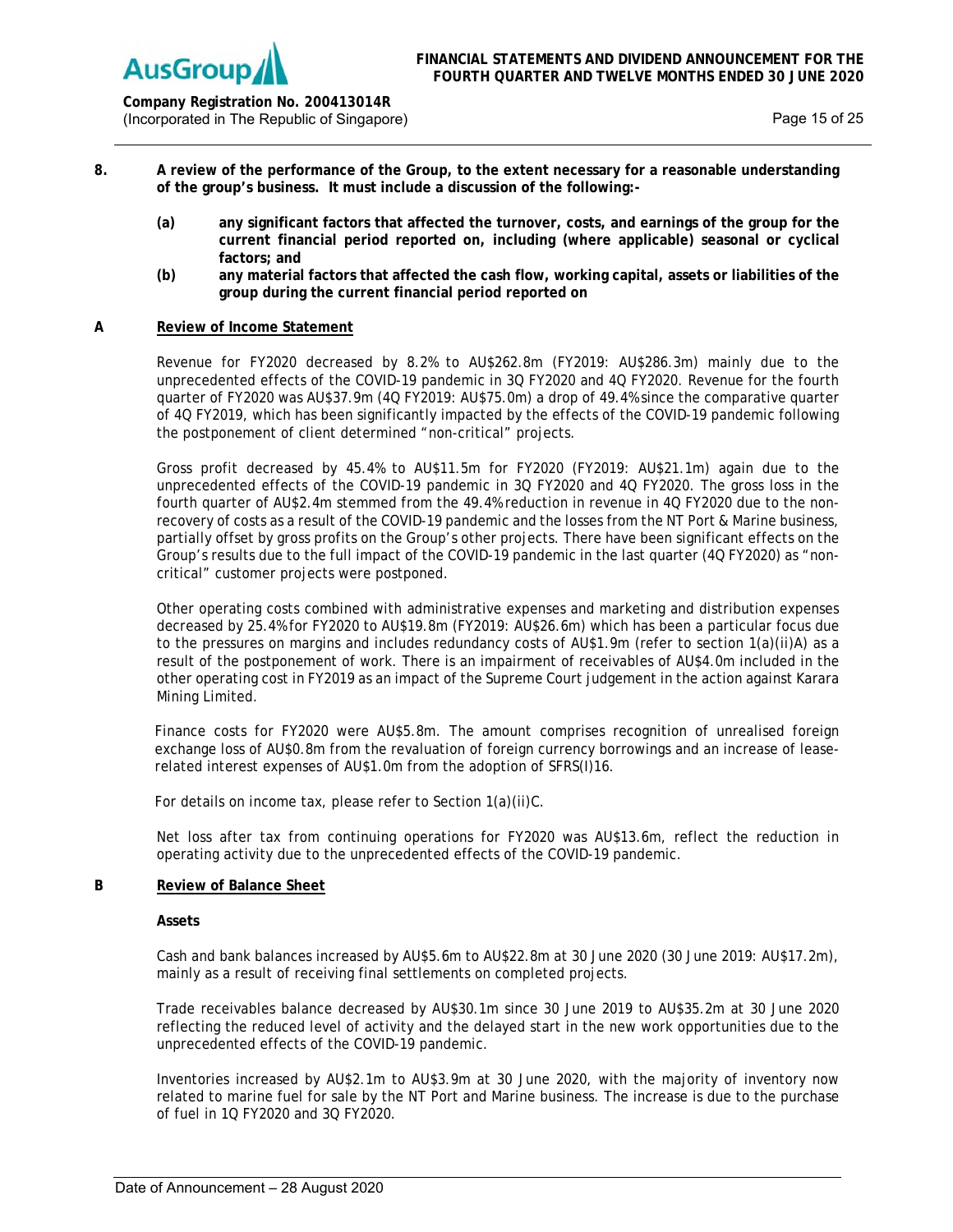**8. A review of the performance of the Group, to the extent necessary for a reasonable understanding of the group's business. It must include a discussion of the following:-**

**(a) any significant factors that affected the turnover, costs, and earnings of the group for the current financial period reported on, including (where applicable) seasonal or cyclical factors; and**

**(b) any material factors that affected the cash flow, working capital, assets or liabilities of the group during the current financial period reported on**

**A Review of Income Statement**

Revenue for FY2020 decreased by 8.2% to AU$262.8m (FY2019: AU$286.3m) mainly due to the unprecedented effects of the COVID-19 pandemic in 3Q FY2020 and 4Q FY2020. Revenue for the fourth quarter of FY2020 was AU$37.9m (4Q FY2019: AU$75.0m) a drop of 49.4% since the comparative quarter of 4Q FY2019, which has been significantly impacted by the effects of the COVID-19 pandemic following the postponement of client determined "non-critical" projects.

Gross profit decreased by 45.4% to AU$11.5m for FY2020 (FY2019: AU$21.1m) again due to the unprecedented effects of the COVID-19 pandemic in 3Q FY2020 and 4Q FY2020. The gross loss in the fourth quarter of AU$2.4m stemmed from the 49.4% reduction in revenue in 4Q FY2020 due to the non-recovery of costs as a result of the COVID-19 pandemic and the losses from the NT Port & Marine business, partially offset by gross profits on the Group's other projects. There have been significant effects on the Group's results due to the full impact of the COVID-19 pandemic in the last quarter (4Q FY2020) as "non-critical" customer projects were postponed.

Other operating costs combined with administrative expenses and marketing and distribution expenses decreased by 25.4% for FY2020 to AU$19.8m (FY2019: AU$26.6m) which has been a particular focus due to the pressures on margins and includes redundancy costs of AU$1.9m (refer to section 1(a)(ii)A) as a result of the postponement of work. There is an impairment of receivables of AU$4.0m included in the other operating cost in FY2019 as an impact of the Supreme Court judgement in the action against Karara Mining Limited.

Finance costs for FY2020 were AU$5.8m. The amount comprises recognition of unrealised foreign exchange loss of AU$0.8m from the revaluation of foreign currency borrowings and an increase of lease-related interest expenses of AU$1.0m from the adoption of SFRS(I)16.

For details on income tax, please refer to Section 1(a)(ii)C.

Net loss after tax from continuing operations for FY2020 was AU$13.6m, reflect the reduction in operating activity due to the unprecedented effects of the COVID-19 pandemic.

**B Review of Balance Sheet**

**Assets**

Cash and bank balances increased by AU$5.6m to AU$22.8m at 30 June 2020 (30 June 2019: AU$17.2m), mainly as a result of receiving final settlements on completed projects.

Trade receivables balance decreased by AU$30.1m since 30 June 2019 to AU$35.2m at 30 June 2020 reflecting the reduced level of activity and the delayed start in the new work opportunities due to the unprecedented effects of the COVID-19 pandemic.

Inventories increased by AU$2.1m to AU$3.9m at 30 June 2020, with the majority of inventory now related to marine fuel for sale by the NT Port and Marine business. The increase is due to the purchase of fuel in 1Q FY2020 and 3Q FY2020.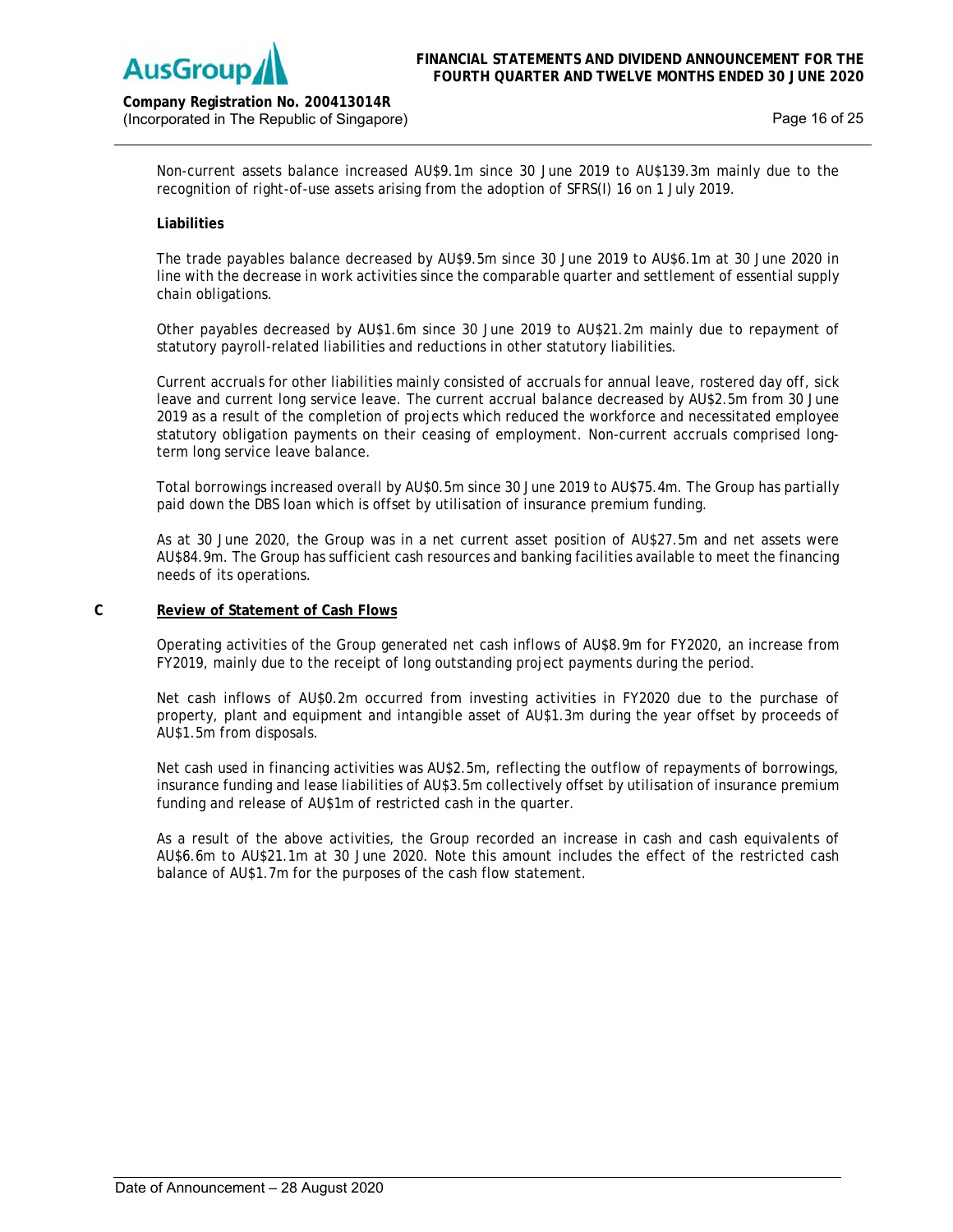Non-current assets balance increased AU$9.1m since 30 June 2019 to AU$139.3m mainly due to the recognition of right-of-use assets arising from the adoption of SFRS(I) 16 on 1 July 2019.

**Liabilities**

The trade payables balance decreased by AU$9.5m since 30 June 2019 to AU$6.1m at 30 June 2020 in line with the decrease in work activities since the comparable quarter and settlement of essential supply chain obligations.

Other payables decreased by AU$1.6m since 30 June 2019 to AU$21.2m mainly due to repayment of statutory payroll-related liabilities and reductions in other statutory liabilities.

Current accruals for other liabilities mainly consisted of accruals for annual leave, rostered day off, sick leave and current long service leave. The current accrual balance decreased by AU$2.5m from 30 June 2019 as a result of the completion of projects which reduced the workforce and necessitated employee statutory obligation payments on their ceasing of employment. Non-current accruals comprised long-term long service leave balance.

Total borrowings increased overall by AU$0.5m since 30 June 2019 to AU$75.4m. The Group has partially paid down the DBS loan which is offset by utilisation of insurance premium funding.

As at 30 June 2020, the Group was in a net current asset position of AU$27.5m and net assets were AU$84.9m. The Group has sufficient cash resources and banking facilities available to meet the financing needs of its operations.

## C **Review of Statement of Cash Flows**

Operating activities of the Group generated net cash inflows of AU$8.9m for FY2020, an increase from FY2019, mainly due to the receipt of long outstanding project payments during the period.

Net cash inflows of AU$0.2m occurred from investing activities in FY2020 due to the purchase of property, plant and equipment and intangible asset of AU$1.3m during the year offset by proceeds of AU$1.5m from disposals.

Net cash used in financing activities was AU$2.5m, reflecting the outflow of repayments of borrowings, insurance funding and lease liabilities of AU$3.5m collectively offset by utilisation of insurance premium funding and release of AU$1m of restricted cash in the quarter.

As a result of the above activities, the Group recorded an increase in cash and cash equivalents of AU$6.6m to AU$21.1m at 30 June 2020. Note this amount includes the effect of the restricted cash balance of AU$1.7m for the purposes of the cash flow statement.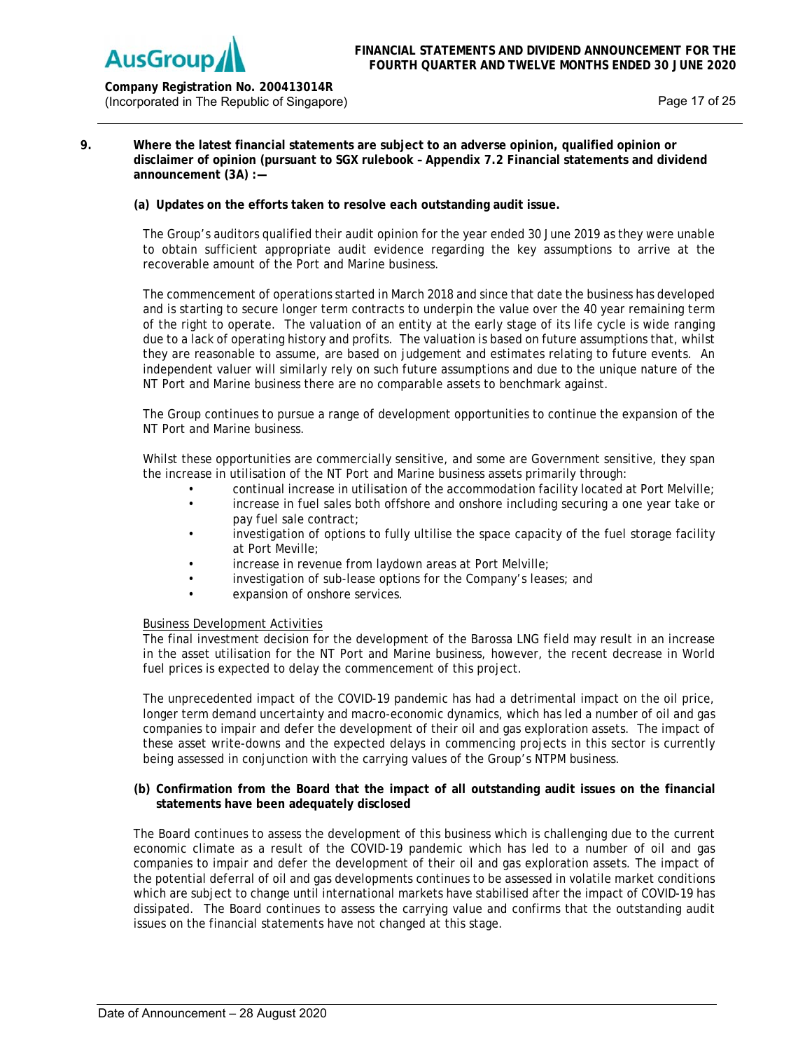**9. Where the latest financial statements are subject to an adverse opinion, qualified opinion or disclaimer of opinion (pursuant to SGX rulebook – Appendix 7.2 Financial statements and dividend announcement (3A) :—**

**(a) Updates on the efforts taken to resolve each outstanding audit issue.**

The Group's auditors qualified their audit opinion for the year ended 30 June 2019 as they were unable to obtain sufficient appropriate audit evidence regarding the key assumptions to arrive at the recoverable amount of the Port and Marine business.

The commencement of operations started in March 2018 and since that date the business has developed and is starting to secure longer term contracts to underpin the value over the 40 year remaining term of the right to operate. The valuation of an entity at the early stage of its life cycle is wide ranging due to a lack of operating history and profits. The valuation is based on future assumptions that, whilst they are reasonable to assume, are based on judgement and estimates relating to future events. An independent valuer will similarly rely on such future assumptions and due to the unique nature of the NT Port and Marine business there are no comparable assets to benchmark against.

The Group continues to pursue a range of development opportunities to continue the expansion of the NT Port and Marine business.

Whilst these opportunities are commercially sensitive, and some are Government sensitive, they span the increase in utilisation of the NT Port and Marine business assets primarily through:

- continual increase in utilisation of the accommodation facility located at Port Melville;
- increase in fuel sales both offshore and onshore including securing a one year take or pay fuel sale contract;
- investigation of options to fully ultilise the space capacity of the fuel storage facility at Port Meville;
- increase in revenue from laydown areas at Port Melville;
- investigation of sub-lease options for the Company's leases; and
- expansion of onshore services.

<u>Business Development Activities</u>

The final investment decision for the development of the Barossa LNG field may result in an increase in the asset utilisation for the NT Port and Marine business, however, the recent decrease in World fuel prices is expected to delay the commencement of this project.

The unprecedented impact of the COVID-19 pandemic has had a detrimental impact on the oil price, longer term demand uncertainty and macro-economic dynamics, which has led a number of oil and gas companies to impair and defer the development of their oil and gas exploration assets. The impact of these asset write-downs and the expected delays in commencing projects in this sector is currently being assessed in conjunction with the carrying values of the Group's NTPM business.

**(b) Confirmation from the Board that the impact of all outstanding audit issues on the financial statements have been adequately disclosed**

The Board continues to assess the development of this business which is challenging due to the current economic climate as a result of the COVID-19 pandemic which has led to a number of oil and gas companies to impair and defer the development of their oil and gas exploration assets. The impact of the potential deferral of oil and gas developments continues to be assessed in volatile market conditions which are subject to change until international markets have stabilised after the impact of COVID-19 has dissipated. The Board continues to assess the carrying value and confirms that the outstanding audit issues on the financial statements have not changed at this stage.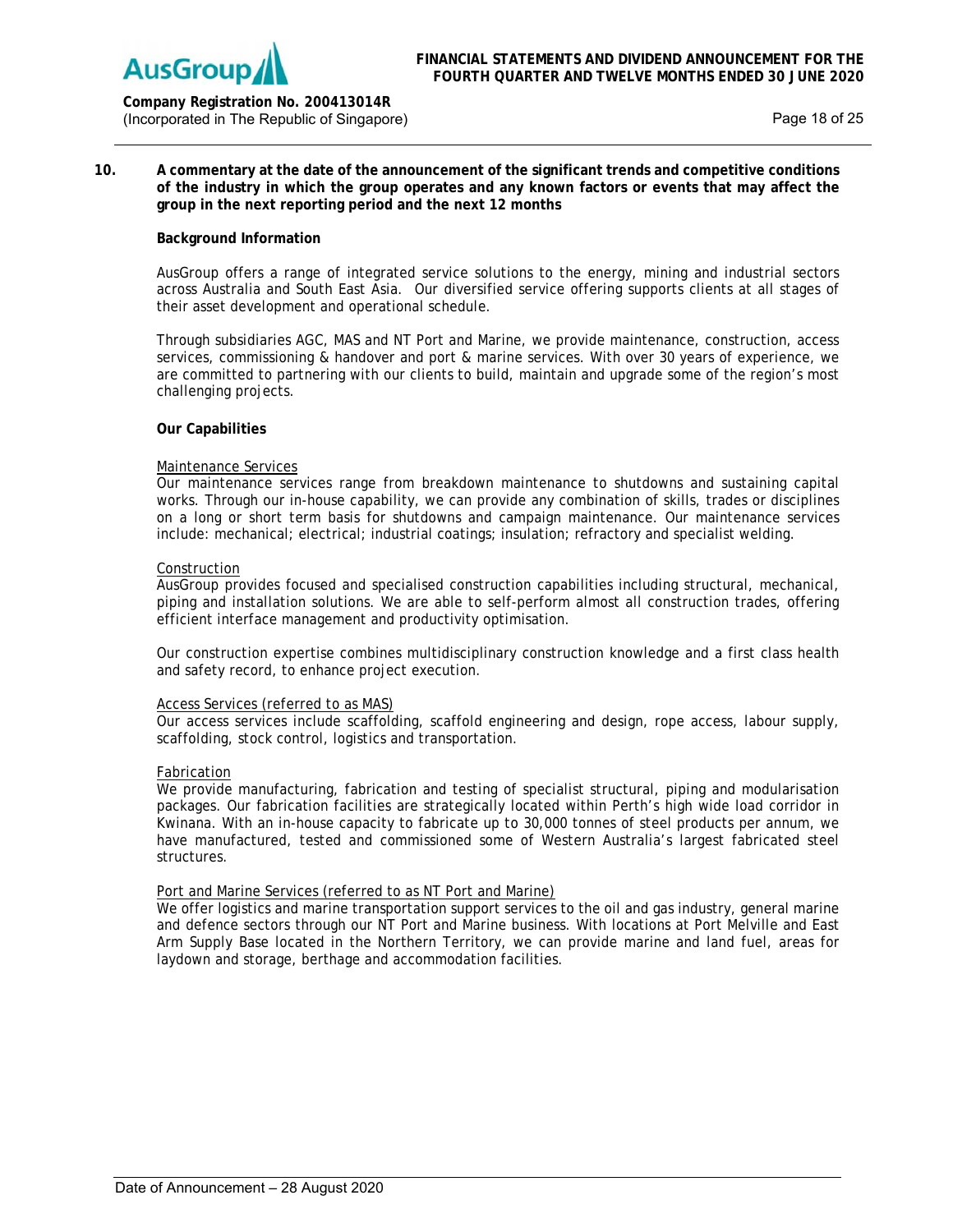## 10. A commentary at the date of the announcement of the significant trends and competitive conditions of the industry in which the group operates and any known factors or events that may affect the group in the next reporting period and the next 12 months

**Background Information**

AusGroup offers a range of integrated service solutions to the energy, mining and industrial sectors across Australia and South East Asia. Our diversified service offering supports clients at all stages of their asset development and operational schedule.

Through subsidiaries AGC, MAS and NT Port and Marine, we provide maintenance, construction, access services, commissioning & handover and port & marine services. With over 30 years of experience, we are committed to partnering with our clients to build, maintain and upgrade some of the region's most challenging projects.

**Our Capabilities**

Maintenance Services

Our maintenance services range from breakdown maintenance to shutdowns and sustaining capital works. Through our in-house capability, we can provide any combination of skills, trades or disciplines on a long or short term basis for shutdowns and campaign maintenance. Our maintenance services include: mechanical; electrical; industrial coatings; insulation; refractory and specialist welding.

Construction

AusGroup provides focused and specialised construction capabilities including structural, mechanical, piping and installation solutions. We are able to self-perform almost all construction trades, offering efficient interface management and productivity optimisation.

Our construction expertise combines multidisciplinary construction knowledge and a first class health and safety record, to enhance project execution.

Access Services (referred to as MAS)

Our access services include scaffolding, scaffold engineering and design, rope access, labour supply, scaffolding, stock control, logistics and transportation.

Fabrication

We provide manufacturing, fabrication and testing of specialist structural, piping and modularisation packages. Our fabrication facilities are strategically located within Perth's high wide load corridor in Kwinana. With an in-house capacity to fabricate up to 30,000 tonnes of steel products per annum, we have manufactured, tested and commissioned some of Western Australia's largest fabricated steel structures.

Port and Marine Services (referred to as NT Port and Marine)

We offer logistics and marine transportation support services to the oil and gas industry, general marine and defence sectors through our NT Port and Marine business. With locations at Port Melville and East Arm Supply Base located in the Northern Territory, we can provide marine and land fuel, areas for laydown and storage, berthage and accommodation facilities.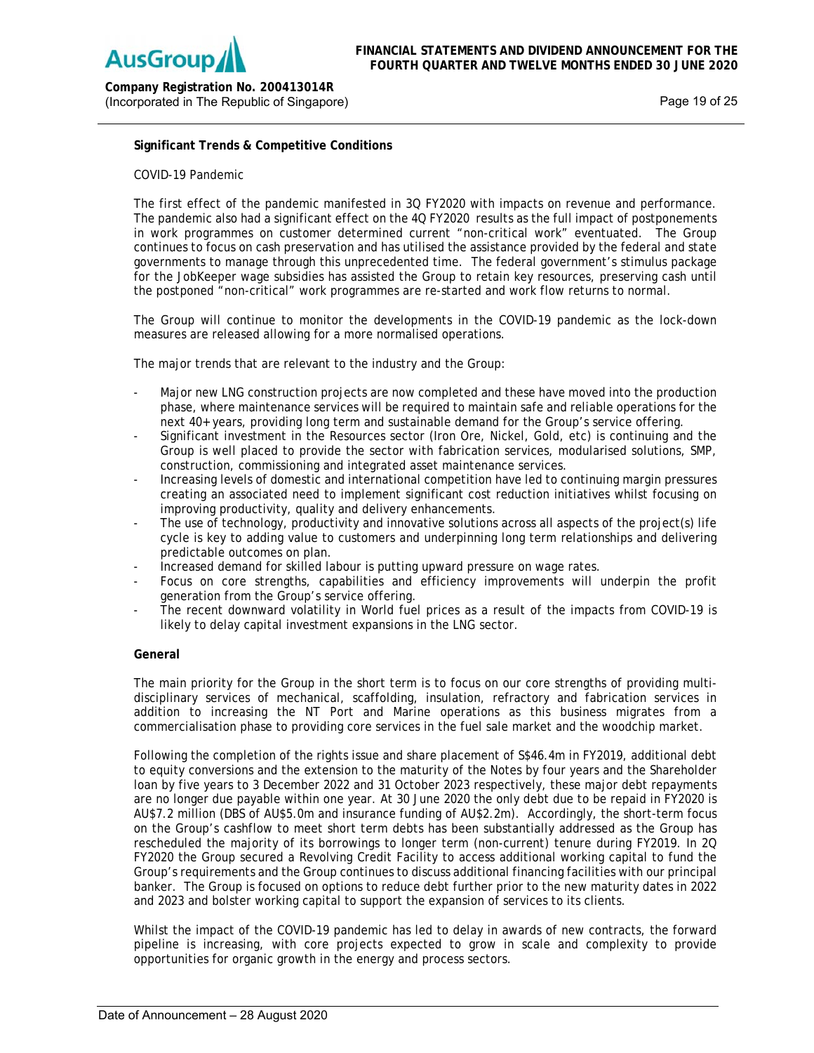**Significant Trends & Competitive Conditions**

COVID-19 Pandemic

The first effect of the pandemic manifested in 3Q FY2020 with impacts on revenue and performance. The pandemic also had a significant effect on the 4Q FY2020 results as the full impact of postponements in work programmes on customer determined current "non-critical work" eventuated. The Group continues to focus on cash preservation and has utilised the assistance provided by the federal and state governments to manage through this unprecedented time. The federal government's stimulus package for the JobKeeper wage subsidies has assisted the Group to retain key resources, preserving cash until the postponed "non-critical" work programmes are re-started and work flow returns to normal.

The Group will continue to monitor the developments in the COVID-19 pandemic as the lock-down measures are released allowing for a more normalised operations.

The major trends that are relevant to the industry and the Group:

- Major new LNG construction projects are now completed and these have moved into the production phase, where maintenance services will be required to maintain safe and reliable operations for the next 40+ years, providing long term and sustainable demand for the Group's service offering.
- Significant investment in the Resources sector (Iron Ore, Nickel, Gold, etc) is continuing and the Group is well placed to provide the sector with fabrication services, modularised solutions, SMP, construction, commissioning and integrated asset maintenance services.
- Increasing levels of domestic and international competition have led to continuing margin pressures creating an associated need to implement significant cost reduction initiatives whilst focusing on improving productivity, quality and delivery enhancements.
- The use of technology, productivity and innovative solutions across all aspects of the project(s) life cycle is key to adding value to customers and underpinning long term relationships and delivering predictable outcomes on plan.
- Increased demand for skilled labour is putting upward pressure on wage rates.
- Focus on core strengths, capabilities and efficiency improvements will underpin the profit generation from the Group's service offering.
- The recent downward volatility in World fuel prices as a result of the impacts from COVID-19 is likely to delay capital investment expansions in the LNG sector.

**General**

The main priority for the Group in the short term is to focus on our core strengths of providing multi-disciplinary services of mechanical, scaffolding, insulation, refractory and fabrication services in addition to increasing the NT Port and Marine operations as this business migrates from a commercialisation phase to providing core services in the fuel sale market and the woodchip market.

Following the completion of the rights issue and share placement of S$46.4m in FY2019, additional debt to equity conversions and the extension to the maturity of the Notes by four years and the Shareholder loan by five years to 3 December 2022 and 31 October 2023 respectively, these major debt repayments are no longer due payable within one year. At 30 June 2020 the only debt due to be repaid in FY2020 is AU$7.2 million (DBS of AU$5.0m and insurance funding of AU$2.2m). Accordingly, the short-term focus on the Group's cashflow to meet short term debts has been substantially addressed as the Group has rescheduled the majority of its borrowings to longer term (non-current) tenure during FY2019. In 2Q FY2020 the Group secured a Revolving Credit Facility to access additional working capital to fund the Group's requirements and the Group continues to discuss additional financing facilities with our principal banker. The Group is focused on options to reduce debt further prior to the new maturity dates in 2022 and 2023 and bolster working capital to support the expansion of services to its clients.

Whilst the impact of the COVID-19 pandemic has led to delay in awards of new contracts, the forward pipeline is increasing, with core projects expected to grow in scale and complexity to provide opportunities for organic growth in the energy and process sectors.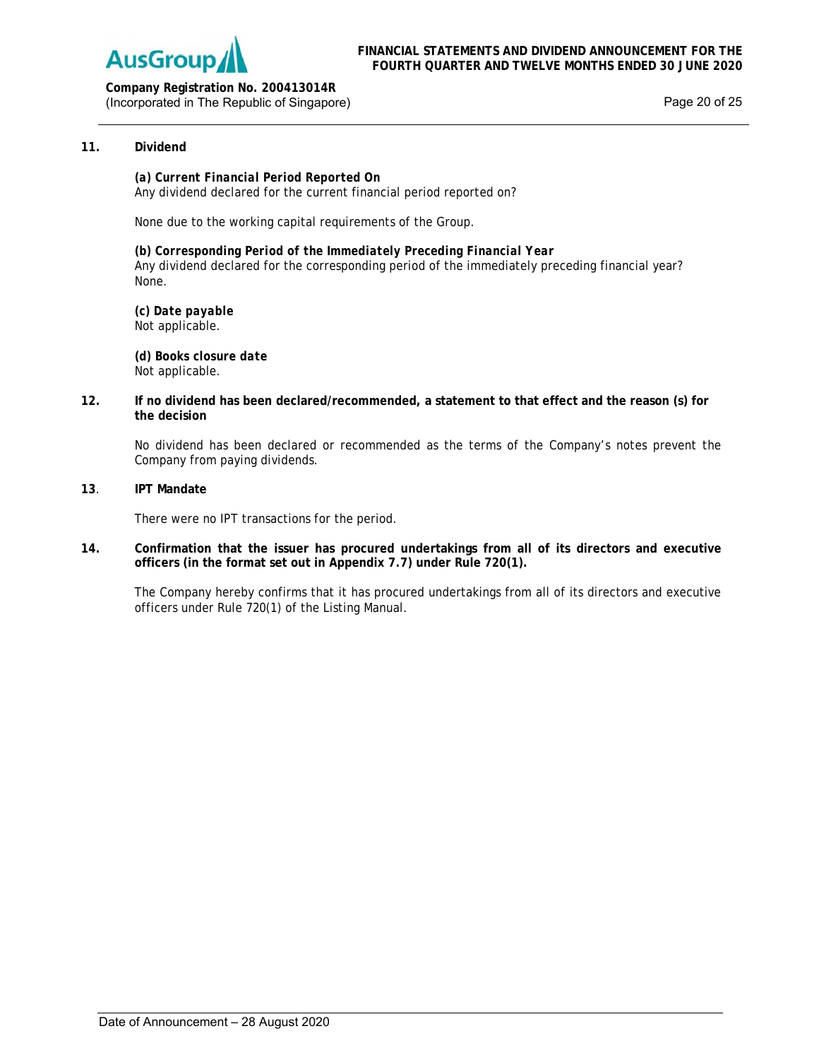## 11. Dividend

***(a) Current Financial Period Reported On***
Any dividend declared for the current financial period reported on?

None due to the working capital requirements of the Group.

***(b) Corresponding Period of the Immediately Preceding Financial Year***
Any dividend declared for the corresponding period of the immediately preceding financial year?
None.

***(c) Date payable***
Not applicable.

***(d) Books closure date***
Not applicable.

## 12. If no dividend has been declared/recommended, a statement to that effect and the reason (s) for the decision

No dividend has been declared or recommended as the terms of the Company's notes prevent the Company from paying dividends.

## 13. IPT Mandate

There were no IPT transactions for the period.

## 14. Confirmation that the issuer has procured undertakings from all of its directors and executive officers (in the format set out in Appendix 7.7) under Rule 720(1).

The Company hereby confirms that it has procured undertakings from all of its directors and executive officers under Rule 720(1) of the Listing Manual.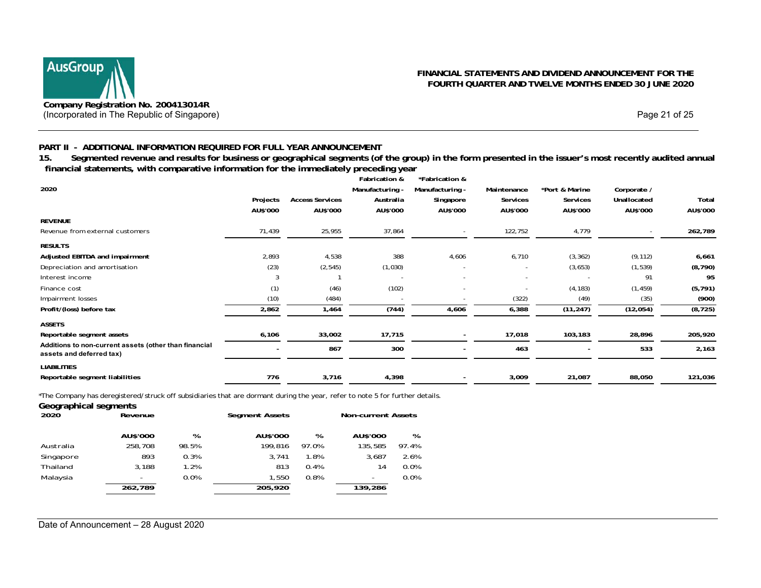**PART II - ADDITIONAL INFORMATION REQUIRED FOR FULL YEAR ANNOUNCEMENT**

**15. Segmented revenue and results for business or geographical segments (of the group) in the form presented in the issuer's most recently audited annual financial statements, with comparative information for the immediately preceding year**

| 2020 | Projects | Access Services | Fabrication & Manufacturing - Australia | *Fabrication & Manufacturing - Singapore | Maintenance Services | *Port & Marine Services | Corporate / Unallocated | Total |
|---|---|---|---|---|---|---|---|---|
| | AU$'000 | AU$'000 | AU$'000 | AU$'000 | AU$'000 | AU$'000 | AU$'000 | AU$'000 |
| **REVENUE** | | | | | | | | |
| Revenue from external customers | 71,439 | 25,955 | 37,864 | - | 122,752 | 4,779 | - | **262,789** |
| **RESULTS** | | | | | | | | |
| **Adjusted EBITDA and impairment** | 2,893 | 4,538 | 388 | 4,606 | 6,710 | (3,362) | (9,112) | **6,661** |
| Depreciation and amortisation | (23) | (2,545) | (1,030) | - | - | (3,653) | (1,539) | **(8,790)** |
| Interest income | 3 | 1 | - | - | - | - | 91 | **95** |
| Finance cost | (1) | (46) | (102) | - | - | (4,183) | (1,459) | **(5,791)** |
| Impairment losses | (10) | (484) | - | - | (322) | (49) | (35) | **(900)** |
| **Profit/(loss) before tax** | **2,862** | **1,464** | **(744)** | **4,606** | **6,388** | **(11,247)** | **(12,054)** | **(8,725)** |
| **ASSETS** | | | | | | | | |
| **Reportable segment assets** | **6,106** | **33,002** | **17,715** | **-** | **17,018** | **103,183** | **28,896** | **205,920** |
| **Additions to non-current assets (other than financial assets and deferred tax)** | **-** | **867** | **300** | **-** | **463** | **-** | **533** | **2,163** |
| **LIABILITIES** | | | | | | | | |
| **Reportable segment liabilities** | **776** | **3,716** | **4,398** | **-** | **3,009** | **21,087** | **88,050** | **121,036** |

*The Company has deregistered/struck off subsidiaries that are dormant during the year, refer to note 5 for further details.

### Geographical segments

| 2020 | Revenue | | Segment Assets | | Non-current Assets | |
|---|---|---|---|---|---|---|
| | AU$'000 | % | AU$'000 | % | AU$'000 | % |
| Australia | 258,708 | 98.5% | 199,816 | 97.0% | 135,585 | 97.4% |
| Singapore | 893 | 0.3% | 3,741 | 1.8% | 3,687 | 2.6% |
| Thailand | 3,188 | 1.2% | 813 | 0.4% | 14 | 0.0% |
| Malaysia | - | 0.0% | 1,550 | 0.8% | - | 0.0% |
| | **262,789** | | **205,920** | | **139,286** | |

Date of Announcement – 28 August 2020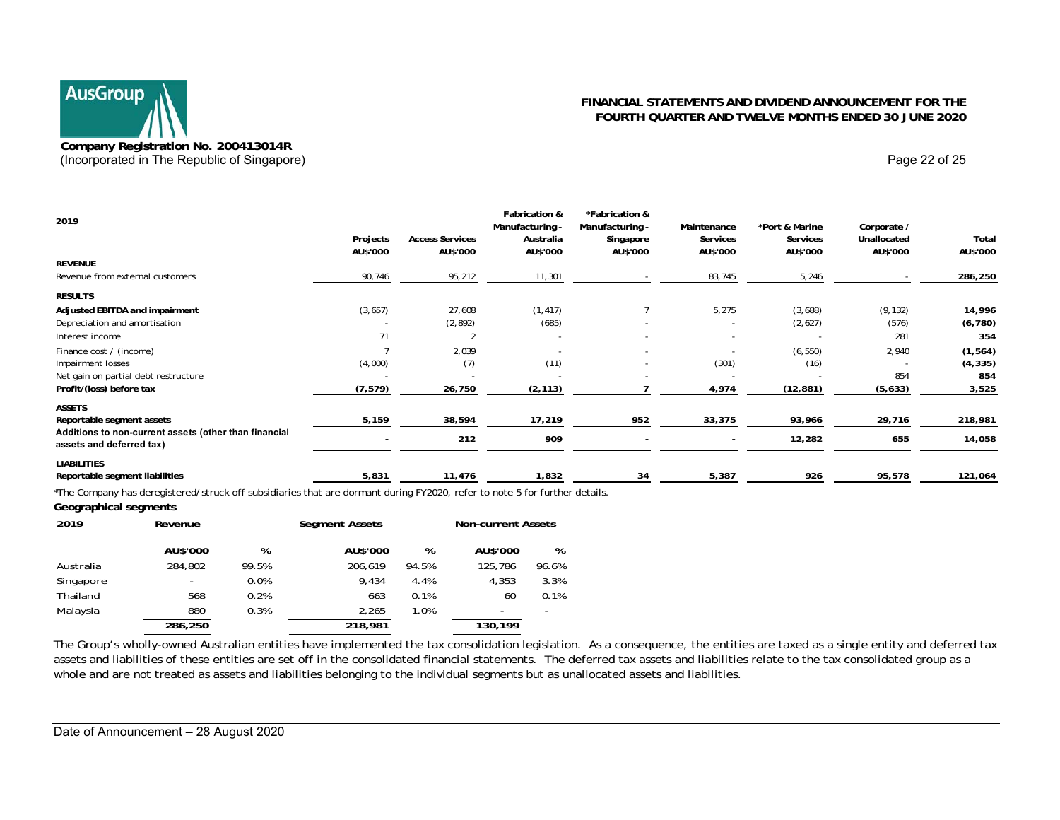| 2019 | Projects | Access Services | Fabrication & Manufacturing - Australia | *Fabrication & Manufacturing - Singapore | Maintenance Services | *Port & Marine Services | Corporate / Unallocated | Total |
|---|---|---|---|---|---|---|---|---|
| | AU$'000 | AU$'000 | AU$'000 | AU$'000 | AU$'000 | AU$'000 | AU$'000 | AU$'000 |
| **REVENUE** | | | | | | | | |
| Revenue from external customers | 90,746 | 95,212 | 11,301 | - | 83,745 | 5,246 | - | **286,250** |
| **RESULTS** | | | | | | | | |
| **Adjusted EBITDA and impairment** | (3,657) | 27,608 | (1,417) | 7 | 5,275 | (3,688) | (9,132) | **14,996** |
| Depreciation and amortisation | - | (2,892) | (685) | - | - | (2,627) | (576) | **(6,780)** |
| Interest income | 71 | 2 | - | - | - | - | 281 | **354** |
| Finance cost / (income) | 7 | 2,039 | - | - | - | (6,550) | 2,940 | **(1,564)** |
| Impairment losses | (4,000) | (7) | (11) | - | (301) | (16) | - | **(4,335)** |
| Net gain on partial debt restructure | - | - | - | - | - | - | 854 | **854** |
| **Profit/(loss) before tax** | **(7,579)** | **26,750** | **(2,113)** | **7** | **4,974** | **(12,881)** | **(5,633)** | **3,525** |
| **ASSETS** | | | | | | | | |
| **Reportable segment assets** | **5,159** | **38,594** | **17,219** | **952** | **33,375** | **93,966** | **29,716** | **218,981** |
| **Additions to non-current assets (other than financial assets and deferred tax)** | **-** | **212** | **909** | **-** | **-** | **12,282** | **655** | **14,058** |
| **LIABILITIES** | | | | | | | | |
| **Reportable segment liabilities** | **5,831** | **11,476** | **1,832** | **34** | **5,387** | **926** | **95,578** | **121,064** |

*The Company has deregistered/struck off subsidiaries that are dormant during FY2020, refer to note 5 for further details.

**Geographical segments**

| 2019 | Revenue | | Segment Assets | | Non-current Assets | |
|---|---|---|---|---|---|---|
| | AU$'000 | % | AU$'000 | % | AU$'000 | % |
| Australia | 284,802 | 99.5% | 206,619 | 94.5% | 125,786 | 96.6% |
| Singapore | - | 0.0% | 9,434 | 4.4% | 4,353 | 3.3% |
| Thailand | 568 | 0.2% | 663 | 0.1% | 60 | 0.1% |
| Malaysia | 880 | 0.3% | 2,265 | 1.0% | - | - |
| | **286,250** | | **218,981** | | **130,199** | |

The Group's wholly-owned Australian entities have implemented the tax consolidation legislation. As a consequence, the entities are taxed as a single entity and deferred tax assets and liabilities of these entities are set off in the consolidated financial statements. The deferred tax assets and liabilities relate to the tax consolidated group as a whole and are not treated as assets and liabilities belonging to the individual segments but as unallocated assets and liabilities.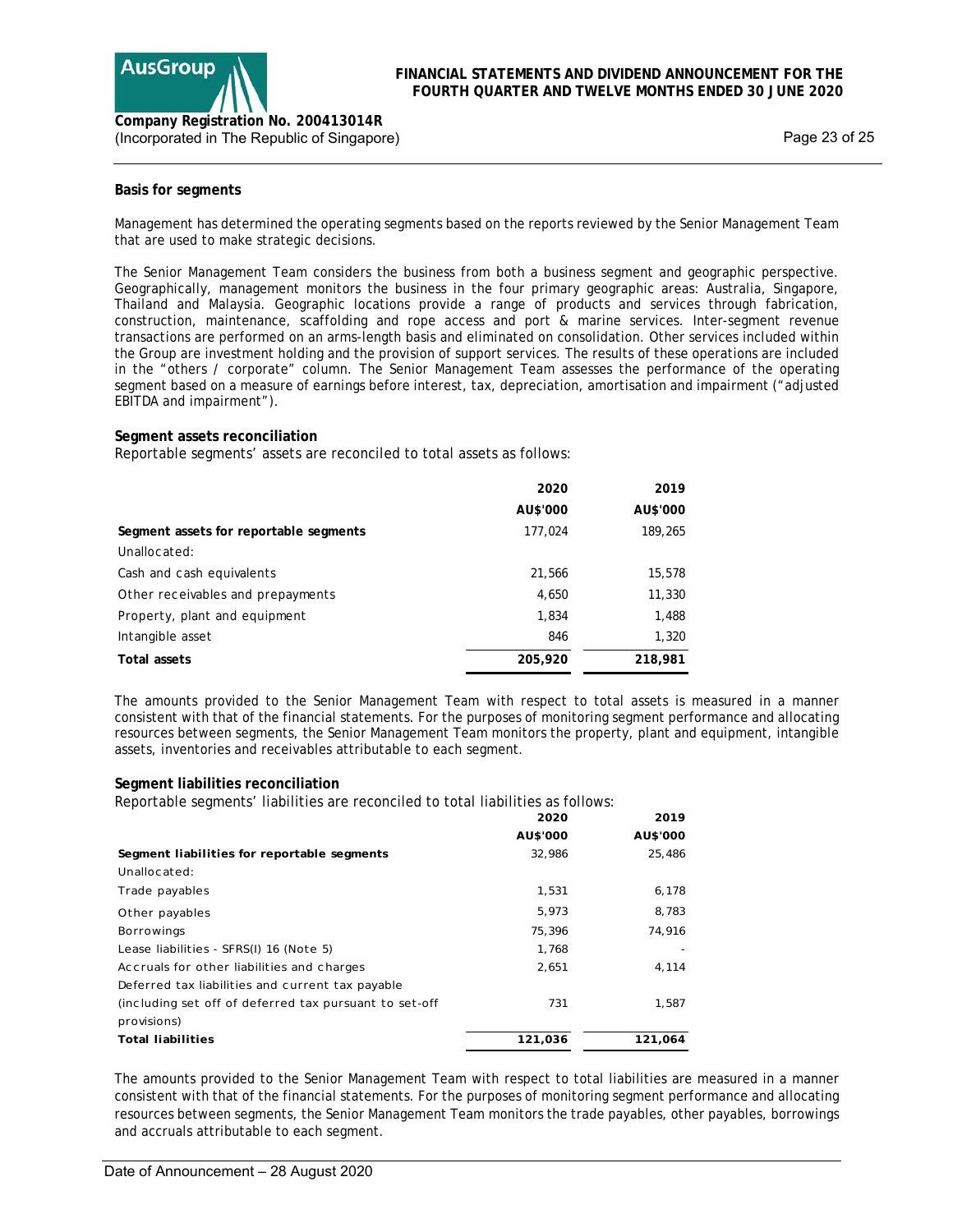**Basis for segments**

Management has determined the operating segments based on the reports reviewed by the Senior Management Team that are used to make strategic decisions.

The Senior Management Team considers the business from both a business segment and geographic perspective. Geographically, management monitors the business in the four primary geographic areas: Australia, Singapore, Thailand and Malaysia. Geographic locations provide a range of products and services through fabrication, construction, maintenance, scaffolding and rope access and port & marine services. Inter-segment revenue transactions are performed on an arms-length basis and eliminated on consolidation. Other services included within the Group are investment holding and the provision of support services. The results of these operations are included in the "others / corporate" column. The Senior Management Team assesses the performance of the operating segment based on a measure of earnings before interest, tax, depreciation, amortisation and impairment ("adjusted EBITDA and impairment").

**Segment assets reconciliation**

Reportable segments' assets are reconciled to total assets as follows:

| | 2020 | 2019 |
|---|---|---|
| | AU$'000 | AU$'000 |
| **Segment assets for reportable segments** | 177,024 | 189,265 |
| Unallocated: | | |
| Cash and cash equivalents | 21,566 | 15,578 |
| Other receivables and prepayments | 4,650 | 11,330 |
| Property, plant and equipment | 1,834 | 1,488 |
| Intangible asset | 846 | 1,320 |
| **Total assets** | **205,920** | **218,981** |

The amounts provided to the Senior Management Team with respect to total assets is measured in a manner consistent with that of the financial statements. For the purposes of monitoring segment performance and allocating resources between segments, the Senior Management Team monitors the property, plant and equipment, intangible assets, inventories and receivables attributable to each segment.

**Segment liabilities reconciliation**

Reportable segments' liabilities are reconciled to total liabilities as follows:

| | 2020 | 2019 |
|---|---|---|
| | AU$'000 | AU$'000 |
| **Segment liabilities for reportable segments** | 32,986 | 25,486 |
| Unallocated: | | |
| Trade payables | 1,531 | 6,178 |
| Other payables | 5,973 | 8,783 |
| Borrowings | 75,396 | 74,916 |
| Lease liabilities - SFRS(I) 16 (Note 5) | 1,768 | - |
| Accruals for other liabilities and charges | 2,651 | 4,114 |
| Deferred tax liabilities and current tax payable (including set off of deferred tax pursuant to set-off provisions) | 731 | 1,587 |
| **Total liabilities** | **121,036** | **121,064** |

The amounts provided to the Senior Management Team with respect to total liabilities are measured in a manner consistent with that of the financial statements. For the purposes of monitoring segment performance and allocating resources between segments, the Senior Management Team monitors the trade payables, other payables, borrowings and accruals attributable to each segment.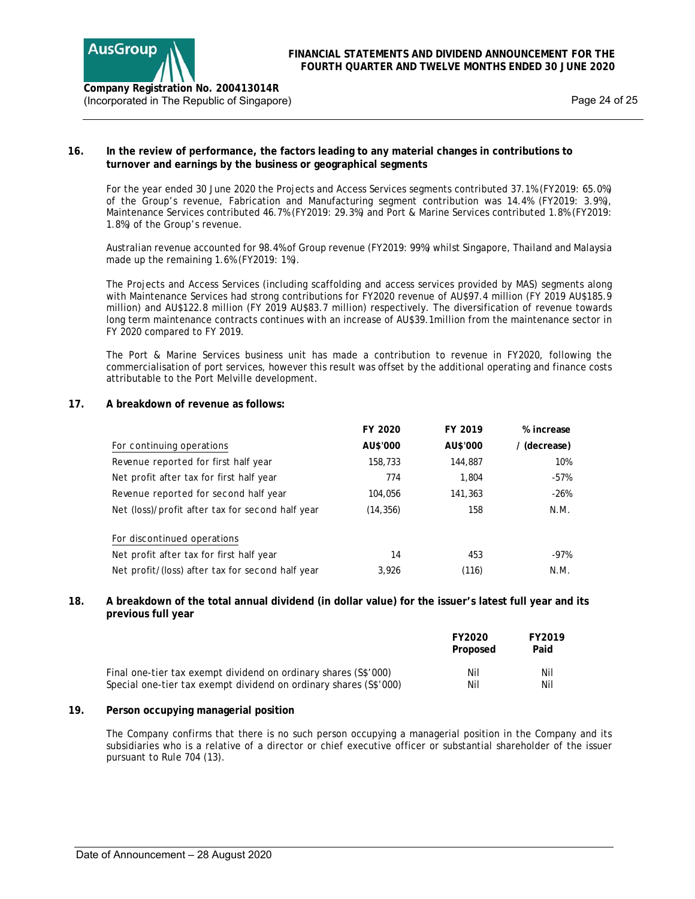**16. In the review of performance, the factors leading to any material changes in contributions to turnover and earnings by the business or geographical segments**

For the year ended 30 June 2020 the Projects and Access Services segments contributed 37.1% (FY2019: 65.0%) of the Group's revenue, Fabrication and Manufacturing segment contribution was 14.4% (FY2019: 3.9%), Maintenance Services contributed 46.7% (FY2019: 29.3%) and Port & Marine Services contributed 1.8% (FY2019: 1.8%) of the Group's revenue.

Australian revenue accounted for 98.4% of Group revenue (FY2019: 99%) whilst Singapore, Thailand and Malaysia made up the remaining 1.6% (FY2019: 1%).

The Projects and Access Services (including scaffolding and access services provided by MAS) segments along with Maintenance Services had strong contributions for FY2020 revenue of AU$97.4 million (FY 2019 AU$185.9 million) and AU$122.8 million (FY 2019 AU$83.7 million) respectively. The diversification of revenue towards long term maintenance contracts continues with an increase of AU$39.1million from the maintenance sector in FY 2020 compared to FY 2019.

The Port & Marine Services business unit has made a contribution to revenue in FY2020, following the commercialisation of port services, however this result was offset by the additional operating and finance costs attributable to the Port Melville development.

**17. A breakdown of revenue as follows:**

| | FY 2020 | FY 2019 | % increase |
|---|---|---|---|
| For continuing operations | AU$'000 | AU$'000 | / (decrease) |
| Revenue reported for first half year | 158,733 | 144,887 | 10% |
| Net profit after tax for first half year | 774 | 1,804 | -57% |
| Revenue reported for second half year | 104,056 | 141,363 | -26% |
| Net (loss)/profit after tax for second half year | (14,356) | 158 | N.M. |
| | | | |
| For discontinued operations | | | |
| Net profit after tax for first half year | 14 | 453 | -97% |
| Net profit/(loss) after tax for second half year | 3,926 | (116) | N.M. |

**18. A breakdown of the total annual dividend (in dollar value) for the issuer's latest full year and its previous full year**

| | FY2020 Proposed | FY2019 Paid |
|---|---|---|
| Final one-tier tax exempt dividend on ordinary shares (S$'000) | Nil | Nil |
| Special one-tier tax exempt dividend on ordinary shares (S$'000) | Nil | Nil |

**19. Person occupying managerial position**

The Company confirms that there is no such person occupying a managerial position in the Company and its subsidiaries who is a relative of a director or chief executive officer or substantial shareholder of the issuer pursuant to Rule 704 (13).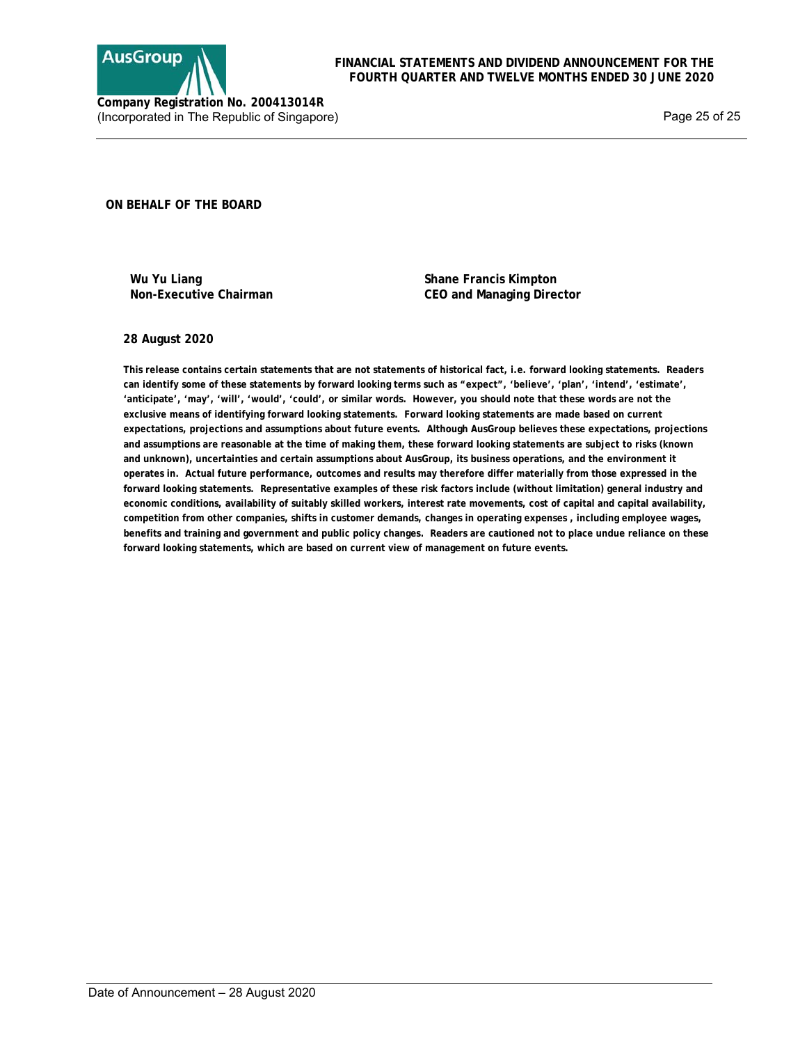**ON BEHALF OF THE BOARD**

| | |
|---|---|
| **Wu Yu Liang** | **Shane Francis Kimpton** |
| **Non-Executive Chairman** | **CEO and Managing Director** |

**28 August 2020**

**This release contains certain statements that are not statements of historical fact, i.e. forward looking statements. Readers can identify some of these statements by forward looking terms such as "expect", 'believe', 'plan', 'intend', 'estimate', 'anticipate', 'may', 'will', 'would', 'could', or similar words. However, you should note that these words are not the exclusive means of identifying forward looking statements. Forward looking statements are made based on current expectations, projections and assumptions about future events. Although AusGroup believes these expectations, projections and assumptions are reasonable at the time of making them, these forward looking statements are subject to risks (known and unknown), uncertainties and certain assumptions about AusGroup, its business operations, and the environment it operates in. Actual future performance, outcomes and results may therefore differ materially from those expressed in the forward looking statements. Representative examples of these risk factors include (without limitation) general industry and economic conditions, availability of suitably skilled workers, interest rate movements, cost of capital and capital availability, competition from other companies, shifts in customer demands, changes in operating expenses , including employee wages, benefits and training and government and public policy changes. Readers are cautioned not to place undue reliance on these forward looking statements, which are based on current view of management on future events.**